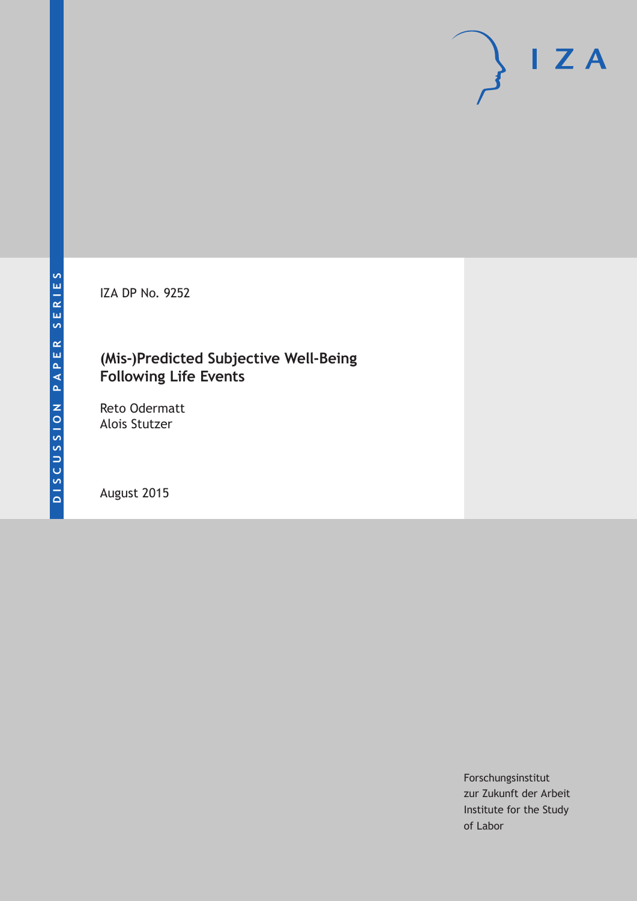DISCUSSION PAPER SERIES

IZA DP No. 9252

# (Mis-)Predicted Subjective Well-Being Following Life Events

Reto Odermatt
Alois Stutzer

August 2015

Forschungsinstitut
zur Zukunft der Arbeit
Institute for the Study
of Labor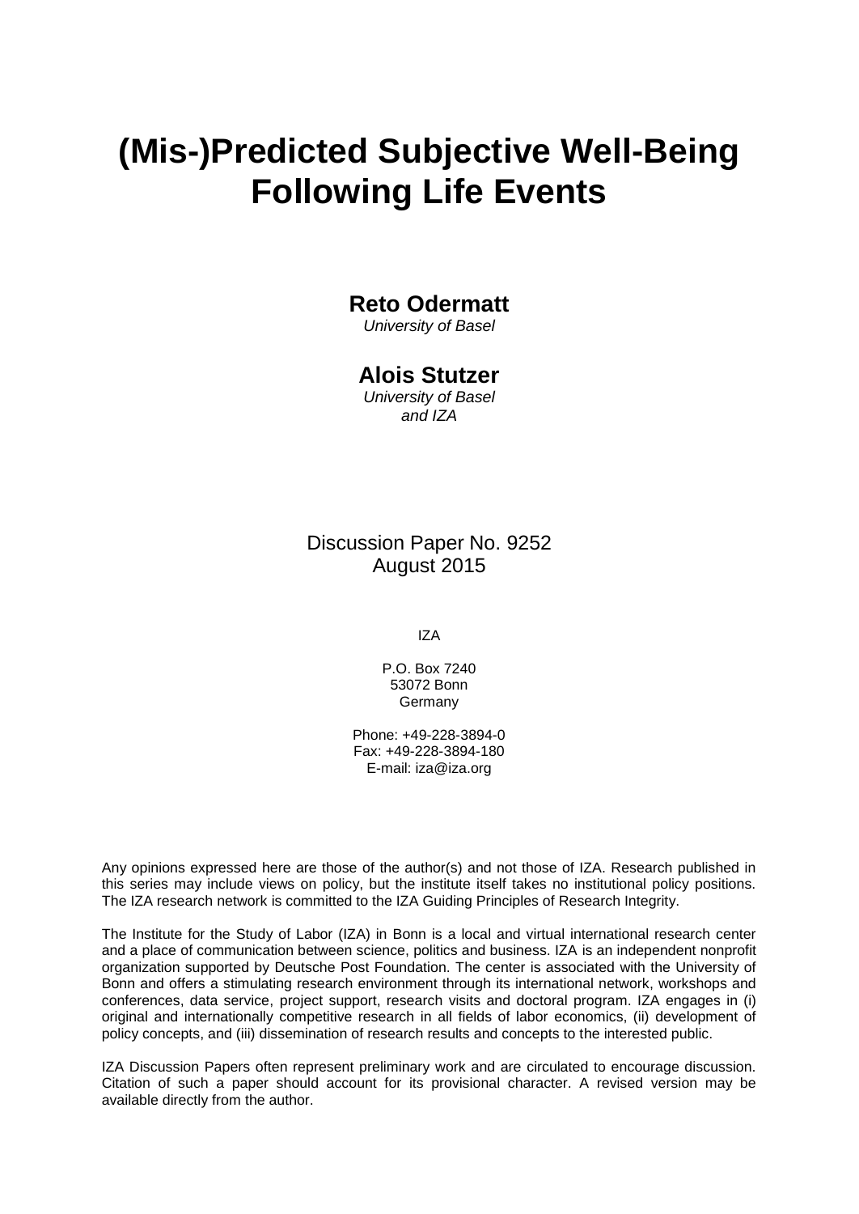# (Mis-)Predicted Subjective Well-Being Following Life Events

**Reto Odermatt**
*University of Basel*

**Alois Stutzer**
*University of Basel and IZA*

Discussion Paper No. 9252
August 2015

IZA

P.O. Box 7240
53072 Bonn
Germany

Phone: +49-228-3894-0
Fax: +49-228-3894-180
E-mail: iza@iza.org

Any opinions expressed here are those of the author(s) and not those of IZA. Research published in this series may include views on policy, but the institute itself takes no institutional policy positions. The IZA research network is committed to the IZA Guiding Principles of Research Integrity.

The Institute for the Study of Labor (IZA) in Bonn is a local and virtual international research center and a place of communication between science, politics and business. IZA is an independent nonprofit organization supported by Deutsche Post Foundation. The center is associated with the University of Bonn and offers a stimulating research environment through its international network, workshops and conferences, data service, project support, research visits and doctoral program. IZA engages in (i) original and internationally competitive research in all fields of labor economics, (ii) development of policy concepts, and (iii) dissemination of research results and concepts to the interested public.

IZA Discussion Papers often represent preliminary work and are circulated to encourage discussion. Citation of such a paper should account for its provisional character. A revised version may be available directly from the author.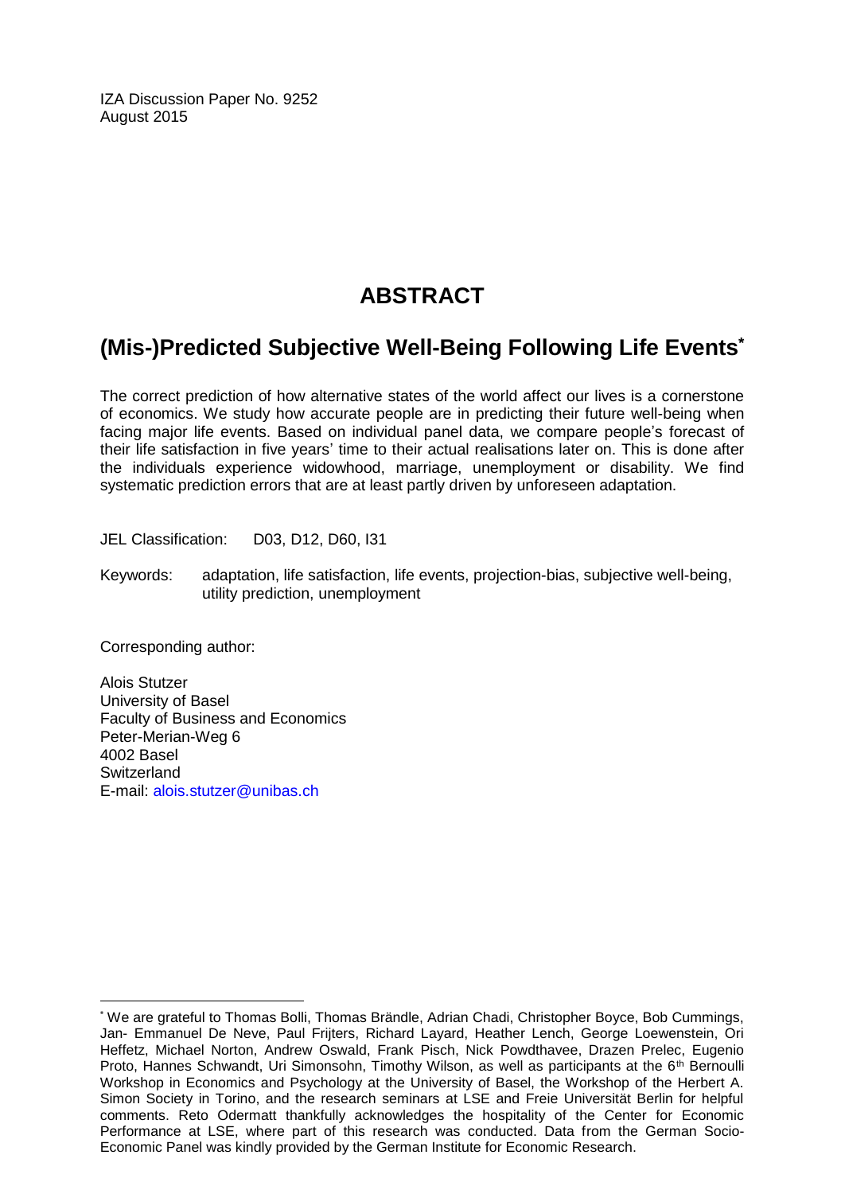IZA Discussion Paper No. 9252
August 2015

# ABSTRACT

## (Mis-)Predicted Subjective Well-Being Following Life Events*

The correct prediction of how alternative states of the world affect our lives is a cornerstone of economics. We study how accurate people are in predicting their future well-being when facing major life events. Based on individual panel data, we compare people's forecast of their life satisfaction in five years' time to their actual realisations later on. This is done after the individuals experience widowhood, marriage, unemployment or disability. We find systematic prediction errors that are at least partly driven by unforeseen adaptation.

JEL Classification: D03, D12, D60, I31

Keywords: adaptation, life satisfaction, life events, projection-bias, subjective well-being, utility prediction, unemployment

Corresponding author:

Alois Stutzer
University of Basel
Faculty of Business and Economics
Peter-Merian-Weg 6
4002 Basel
Switzerland
E-mail: alois.stutzer@unibas.ch

* We are grateful to Thomas Bolli, Thomas Brändle, Adrian Chadi, Christopher Boyce, Bob Cummings, Jan- Emmanuel De Neve, Paul Frijters, Richard Layard, Heather Lench, George Loewenstein, Ori Heffetz, Michael Norton, Andrew Oswald, Frank Pisch, Nick Powdthavee, Drazen Prelec, Eugenio Proto, Hannes Schwandt, Uri Simonsohn, Timothy Wilson, as well as participants at the 6th Bernoulli Workshop in Economics and Psychology at the University of Basel, the Workshop of the Herbert A. Simon Society in Torino, and the research seminars at LSE and Freie Universität Berlin for helpful comments. Reto Odermatt thankfully acknowledges the hospitality of the Center for Economic Performance at LSE, where part of this research was conducted. Data from the German Socio-Economic Panel was kindly provided by the German Institute for Economic Research.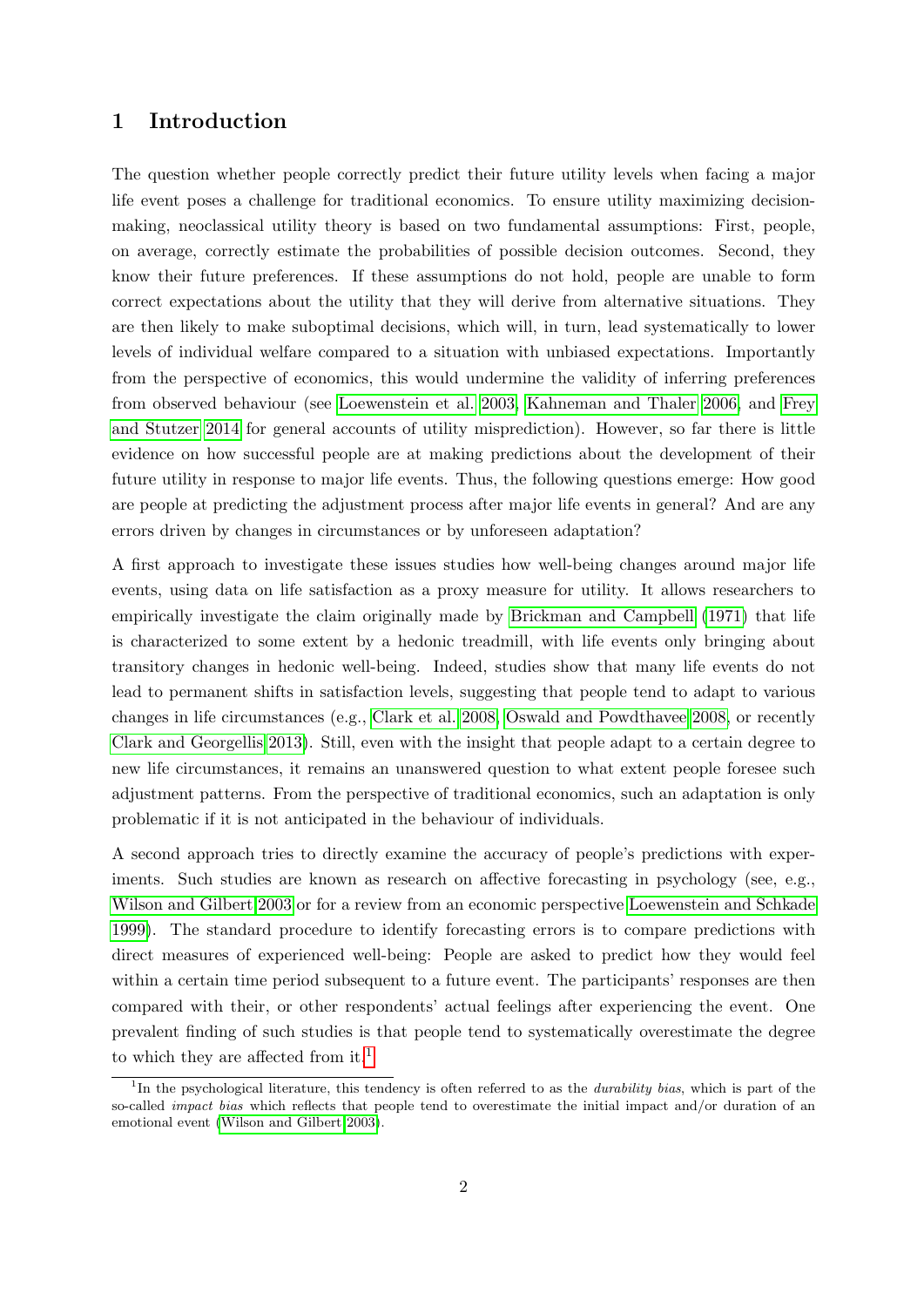# 1 Introduction

The question whether people correctly predict their future utility levels when facing a major life event poses a challenge for traditional economics. To ensure utility maximizing decision-making, neoclassical utility theory is based on two fundamental assumptions: First, people, on average, correctly estimate the probabilities of possible decision outcomes. Second, they know their future preferences. If these assumptions do not hold, people are unable to form correct expectations about the utility that they will derive from alternative situations. They are then likely to make suboptimal decisions, which will, in turn, lead systematically to lower levels of individual welfare compared to a situation with unbiased expectations. Importantly from the perspective of economics, this would undermine the validity of inferring preferences from observed behaviour (see Loewenstein et al. 2003, Kahneman and Thaler 2006, and Frey and Stutzer 2014 for general accounts of utility misprediction). However, so far there is little evidence on how successful people are at making predictions about the development of their future utility in response to major life events. Thus, the following questions emerge: How good are people at predicting the adjustment process after major life events in general? And are any errors driven by changes in circumstances or by unforeseen adaptation?

A first approach to investigate these issues studies how well-being changes around major life events, using data on life satisfaction as a proxy measure for utility. It allows researchers to empirically investigate the claim originally made by Brickman and Campbell (1971) that life is characterized to some extent by a hedonic treadmill, with life events only bringing about transitory changes in hedonic well-being. Indeed, studies show that many life events do not lead to permanent shifts in satisfaction levels, suggesting that people tend to adapt to various changes in life circumstances (e.g., Clark et al. 2008, Oswald and Powdthavee 2008, or recently Clark and Georgellis 2013). Still, even with the insight that people adapt to a certain degree to new life circumstances, it remains an unanswered question to what extent people foresee such adjustment patterns. From the perspective of traditional economics, such an adaptation is only problematic if it is not anticipated in the behaviour of individuals.

A second approach tries to directly examine the accuracy of people's predictions with experiments. Such studies are known as research on affective forecasting in psychology (see, e.g., Wilson and Gilbert 2003 or for a review from an economic perspective Loewenstein and Schkade 1999). The standard procedure to identify forecasting errors is to compare predictions with direct measures of experienced well-being: People are asked to predict how they would feel within a certain time period subsequent to a future event. The participants' responses are then compared with their, or other respondents' actual feelings after experiencing the event. One prevalent finding of such studies is that people tend to systematically overestimate the degree to which they are affected from it.[1]

[1] In the psychological literature, this tendency is often referred to as the *durability bias*, which is part of the so-called *impact bias* which reflects that people tend to overestimate the initial impact and/or duration of an emotional event (Wilson and Gilbert 2003).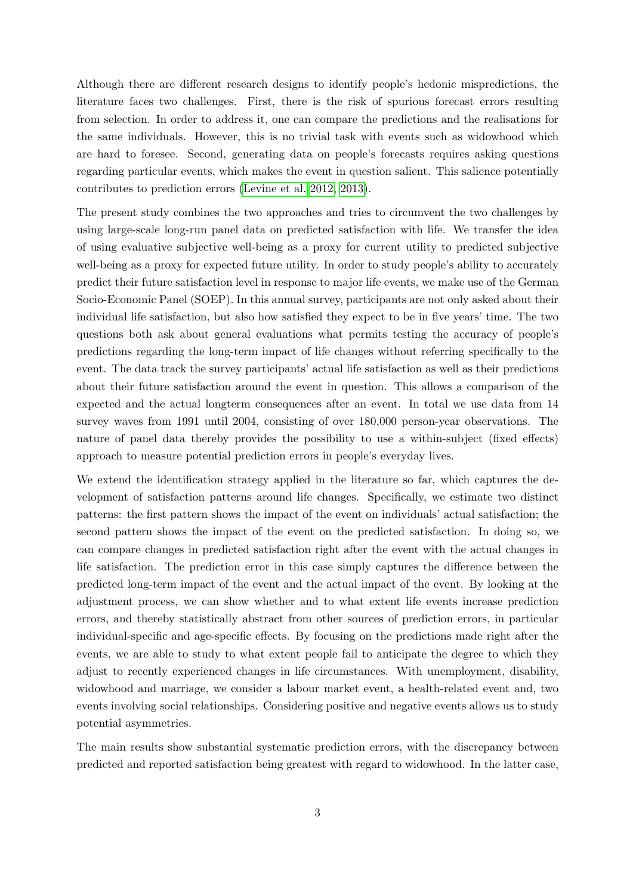Although there are different research designs to identify people's hedonic mispredictions, the literature faces two challenges. First, there is the risk of spurious forecast errors resulting from selection. In order to address it, one can compare the predictions and the realisations for the same individuals. However, this is no trivial task with events such as widowhood which are hard to foresee. Second, generating data on people's forecasts requires asking questions regarding particular events, which makes the event in question salient. This salience potentially contributes to prediction errors (Levine et al. 2012, 2013).

The present study combines the two approaches and tries to circumvent the two challenges by using large-scale long-run panel data on predicted satisfaction with life. We transfer the idea of using evaluative subjective well-being as a proxy for current utility to predicted subjective well-being as a proxy for expected future utility. In order to study people's ability to accurately predict their future satisfaction level in response to major life events, we make use of the German Socio-Economic Panel (SOEP). In this annual survey, participants are not only asked about their individual life satisfaction, but also how satisfied they expect to be in five years' time. The two questions both ask about general evaluations what permits testing the accuracy of people's predictions regarding the long-term impact of life changes without referring specifically to the event. The data track the survey participants' actual life satisfaction as well as their predictions about their future satisfaction around the event in question. This allows a comparison of the expected and the actual longterm consequences after an event. In total we use data from 14 survey waves from 1991 until 2004, consisting of over 180,000 person-year observations. The nature of panel data thereby provides the possibility to use a within-subject (fixed effects) approach to measure potential prediction errors in people's everyday lives.

We extend the identification strategy applied in the literature so far, which captures the development of satisfaction patterns around life changes. Specifically, we estimate two distinct patterns: the first pattern shows the impact of the event on individuals' actual satisfaction; the second pattern shows the impact of the event on the predicted satisfaction. In doing so, we can compare changes in predicted satisfaction right after the event with the actual changes in life satisfaction. The prediction error in this case simply captures the difference between the predicted long-term impact of the event and the actual impact of the event. By looking at the adjustment process, we can show whether and to what extent life events increase prediction errors, and thereby statistically abstract from other sources of prediction errors, in particular individual-specific and age-specific effects. By focusing on the predictions made right after the events, we are able to study to what extent people fail to anticipate the degree to which they adjust to recently experienced changes in life circumstances. With unemployment, disability, widowhood and marriage, we consider a labour market event, a health-related event and, two events involving social relationships. Considering positive and negative events allows us to study potential asymmetries.

The main results show substantial systematic prediction errors, with the discrepancy between predicted and reported satisfaction being greatest with regard to widowhood. In the latter case,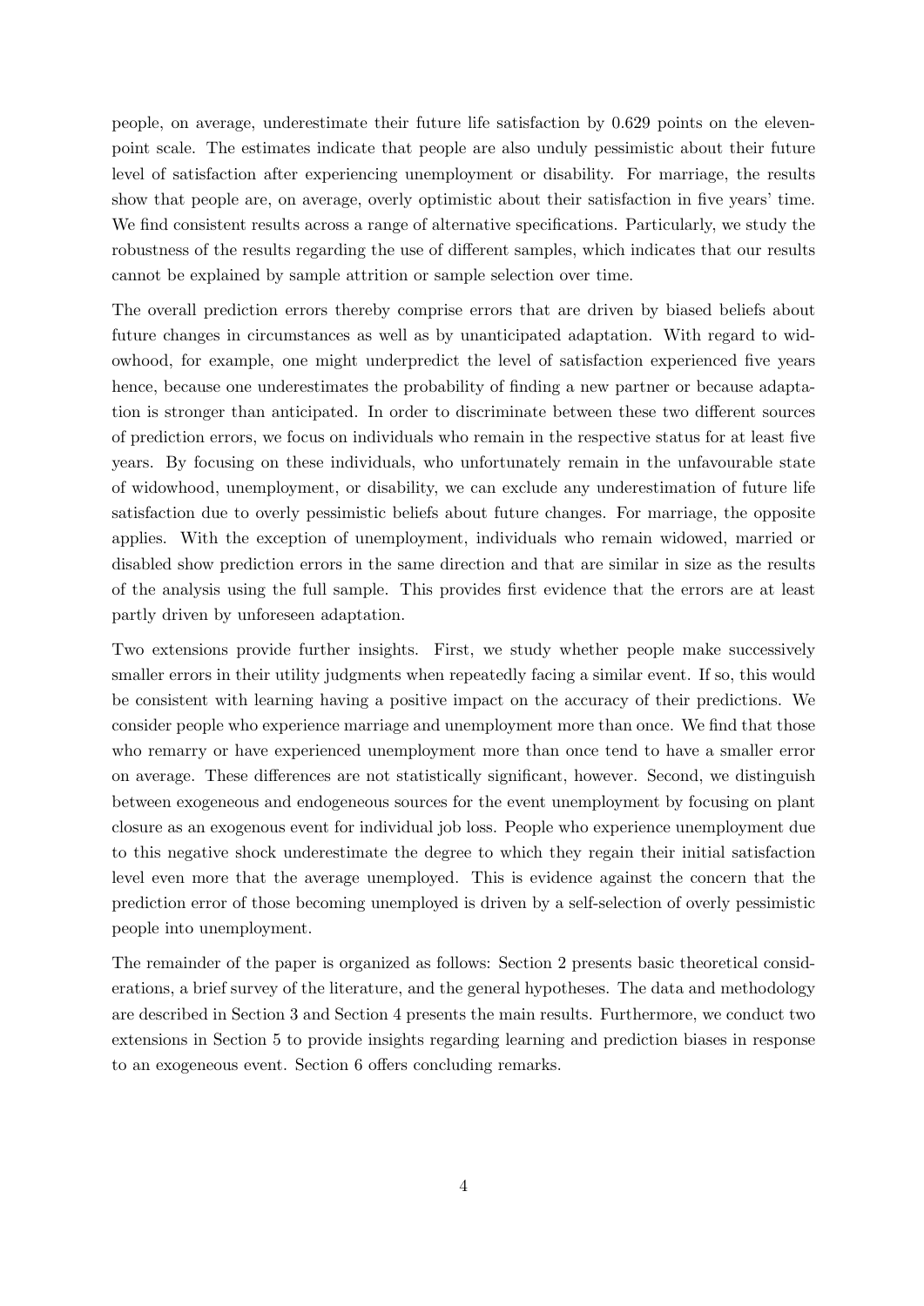people, on average, underestimate their future life satisfaction by 0.629 points on the eleven-point scale. The estimates indicate that people are also unduly pessimistic about their future level of satisfaction after experiencing unemployment or disability. For marriage, the results show that people are, on average, overly optimistic about their satisfaction in five years' time. We find consistent results across a range of alternative specifications. Particularly, we study the robustness of the results regarding the use of different samples, which indicates that our results cannot be explained by sample attrition or sample selection over time.

The overall prediction errors thereby comprise errors that are driven by biased beliefs about future changes in circumstances as well as by unanticipated adaptation. With regard to widowhood, for example, one might underpredict the level of satisfaction experienced five years hence, because one underestimates the probability of finding a new partner or because adaptation is stronger than anticipated. In order to discriminate between these two different sources of prediction errors, we focus on individuals who remain in the respective status for at least five years. By focusing on these individuals, who unfortunately remain in the unfavourable state of widowhood, unemployment, or disability, we can exclude any underestimation of future life satisfaction due to overly pessimistic beliefs about future changes. For marriage, the opposite applies. With the exception of unemployment, individuals who remain widowed, married or disabled show prediction errors in the same direction and that are similar in size as the results of the analysis using the full sample. This provides first evidence that the errors are at least partly driven by unforeseen adaptation.

Two extensions provide further insights. First, we study whether people make successively smaller errors in their utility judgments when repeatedly facing a similar event. If so, this would be consistent with learning having a positive impact on the accuracy of their predictions. We consider people who experience marriage and unemployment more than once. We find that those who remarry or have experienced unemployment more than once tend to have a smaller error on average. These differences are not statistically significant, however. Second, we distinguish between exogeneous and endogeneous sources for the event unemployment by focusing on plant closure as an exogenous event for individual job loss. People who experience unemployment due to this negative shock underestimate the degree to which they regain their initial satisfaction level even more that the average unemployed. This is evidence against the concern that the prediction error of those becoming unemployed is driven by a self-selection of overly pessimistic people into unemployment.

The remainder of the paper is organized as follows: Section 2 presents basic theoretical considerations, a brief survey of the literature, and the general hypotheses. The data and methodology are described in Section 3 and Section 4 presents the main results. Furthermore, we conduct two extensions in Section 5 to provide insights regarding learning and prediction biases in response to an exogeneous event. Section 6 offers concluding remarks.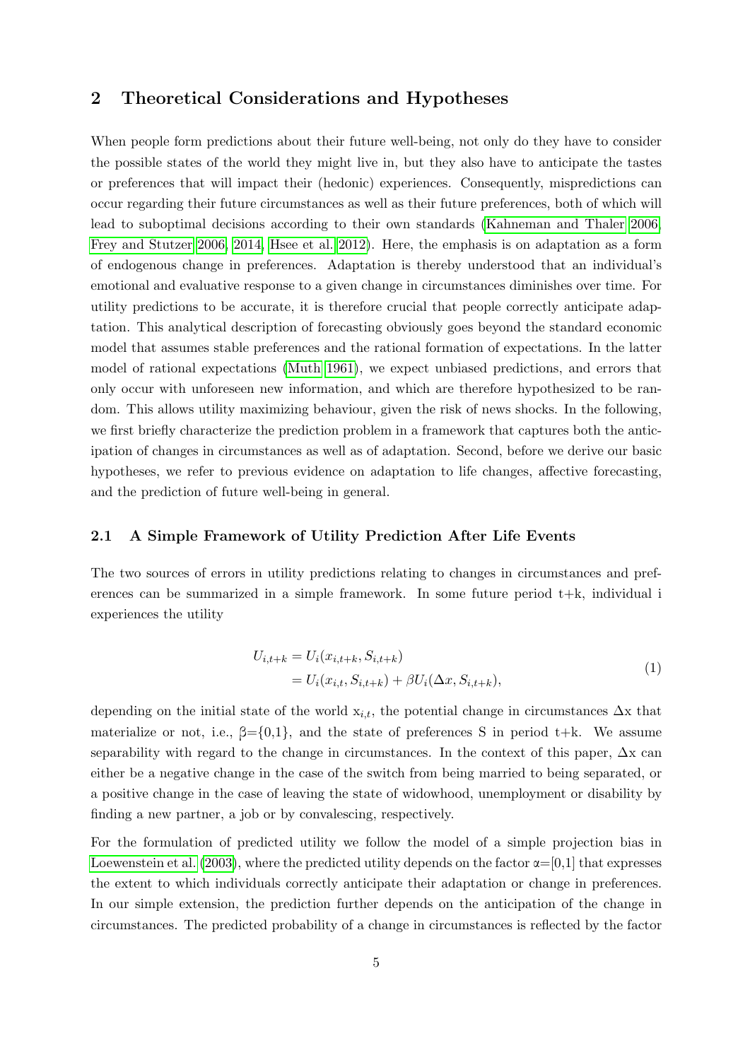## 2 Theoretical Considerations and Hypotheses

When people form predictions about their future well-being, not only do they have to consider the possible states of the world they might live in, but they also have to anticipate the tastes or preferences that will impact their (hedonic) experiences. Consequently, mispredictions can occur regarding their future circumstances as well as their future preferences, both of which will lead to suboptimal decisions according to their own standards (Kahneman and Thaler 2006; Frey and Stutzer 2006, 2014; Hsee et al. 2012). Here, the emphasis is on adaptation as a form of endogenous change in preferences. Adaptation is thereby understood that an individual's emotional and evaluative response to a given change in circumstances diminishes over time. For utility predictions to be accurate, it is therefore crucial that people correctly anticipate adaptation. This analytical description of forecasting obviously goes beyond the standard economic model that assumes stable preferences and the rational formation of expectations. In the latter model of rational expectations (Muth 1961), we expect unbiased predictions, and errors that only occur with unforeseen new information, and which are therefore hypothesized to be random. This allows utility maximizing behaviour, given the risk of news shocks. In the following, we first briefly characterize the prediction problem in a framework that captures both the anticipation of changes in circumstances as well as of adaptation. Second, before we derive our basic hypotheses, we refer to previous evidence on adaptation to life changes, affective forecasting, and the prediction of future well-being in general.

### 2.1 A Simple Framework of Utility Prediction After Life Events

The two sources of errors in utility predictions relating to changes in circumstances and preferences can be summarized in a simple framework. In some future period t+k, individual i experiences the utility

$$
\begin{aligned}
U_{i,t+k} &= U_i(x_{i,t+k}, S_{i,t+k}) \\
&= U_i(x_{i,t}, S_{i,t+k}) + \beta U_i(\Delta x, S_{i,t+k}),
\end{aligned}
\tag{1}
$$

depending on the initial state of the world $x_{i,t}$, the potential change in circumstances $\Delta x$ that materialize or not, i.e., $\beta=\{0,1\}$, and the state of preferences S in period t+k. We assume separability with regard to the change in circumstances. In the context of this paper, $\Delta x$ can either be a negative change in the case of the switch from being married to being separated, or a positive change in the case of leaving the state of widowhood, unemployment or disability by finding a new partner, a job or by convalescing, respectively.

For the formulation of predicted utility we follow the model of a simple projection bias in Loewenstein et al. (2003), where the predicted utility depends on the factor $\alpha=[0,1]$ that expresses the extent to which individuals correctly anticipate their adaptation or change in preferences. In our simple extension, the prediction further depends on the anticipation of the change in circumstances. The predicted probability of a change in circumstances is reflected by the factor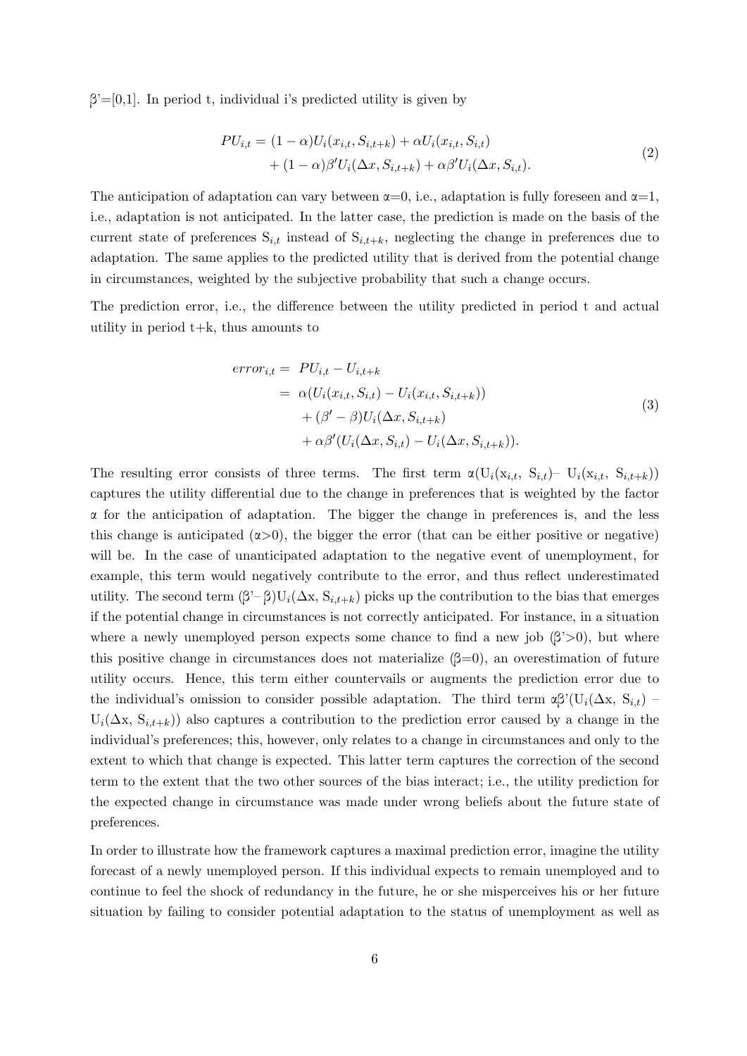$\beta$'=[0,1]. In period t, individual i's predicted utility is given by

$$
\begin{aligned}
PU_{i,t} = &(1-\alpha)U_i(x_{i,t}, S_{i,t+k}) + \alpha U_i(x_{i,t}, S_{i,t}) \\
&+ (1-\alpha)\beta' U_i(\Delta x, S_{i,t+k}) + \alpha\beta' U_i(\Delta x, S_{i,t}).
\end{aligned}
\tag{2}
$$

The anticipation of adaptation can vary between $\alpha$=0, i.e., adaptation is fully foreseen and $\alpha$=1, i.e., adaptation is not anticipated. In the latter case, the prediction is made on the basis of the current state of preferences $S_{i,t}$ instead of $S_{i,t+k}$, neglecting the change in preferences due to adaptation. The same applies to the predicted utility that is derived from the potential change in circumstances, weighted by the subjective probability that such a change occurs.

The prediction error, i.e., the difference between the utility predicted in period t and actual utility in period t+k, thus amounts to

$$
\begin{aligned}
error_{i,t} = &\ PU_{i,t} - U_{i,t+k} \\
= &\ \alpha(U_i(x_{i,t}, S_{i,t}) - U_i(x_{i,t}, S_{i,t+k})) \\
&+ (\beta' - \beta)U_i(\Delta x, S_{i,t+k}) \\
&+ \alpha\beta'(U_i(\Delta x, S_{i,t}) - U_i(\Delta x, S_{i,t+k})).
\end{aligned}
\tag{3}
$$

The resulting error consists of three terms. The first term $\alpha(U_i(x_{i,t}, S_{i,t}) - U_i(x_{i,t}, S_{i,t+k}))$ captures the utility differential due to the change in preferences that is weighted by the factor $\alpha$ for the anticipation of adaptation. The bigger the change in preferences is, and the less this change is anticipated ($\alpha$>0), the bigger the error (that can be either positive or negative) will be. In the case of unanticipated adaptation to the negative event of unemployment, for example, this term would negatively contribute to the error, and thus reflect underestimated utility. The second term $(\beta' - \beta)U_i(\Delta x, S_{i,t+k})$ picks up the contribution to the bias that emerges if the potential change in circumstances is not correctly anticipated. For instance, in a situation where a newly unemployed person expects some chance to find a new job ($\beta$'>0), but where this positive change in circumstances does not materialize ($\beta$=0), an overestimation of future utility occurs. Hence, this term either countervails or augments the prediction error due to the individual's omission to consider possible adaptation. The third term $\alpha\beta'(U_i(\Delta x, S_{i,t}) - U_i(\Delta x, S_{i,t+k}))$ also captures a contribution to the prediction error caused by a change in the individual's preferences; this, however, only relates to a change in circumstances and only to the extent to which that change is expected. This latter term captures the correction of the second term to the extent that the two other sources of the bias interact; i.e., the utility prediction for the expected change in circumstance was made under wrong beliefs about the future state of preferences.

In order to illustrate how the framework captures a maximal prediction error, imagine the utility forecast of a newly unemployed person. If this individual expects to remain unemployed and to continue to feel the shock of redundancy in the future, he or she misperceives his or her future situation by failing to consider potential adaptation to the status of unemployment as well as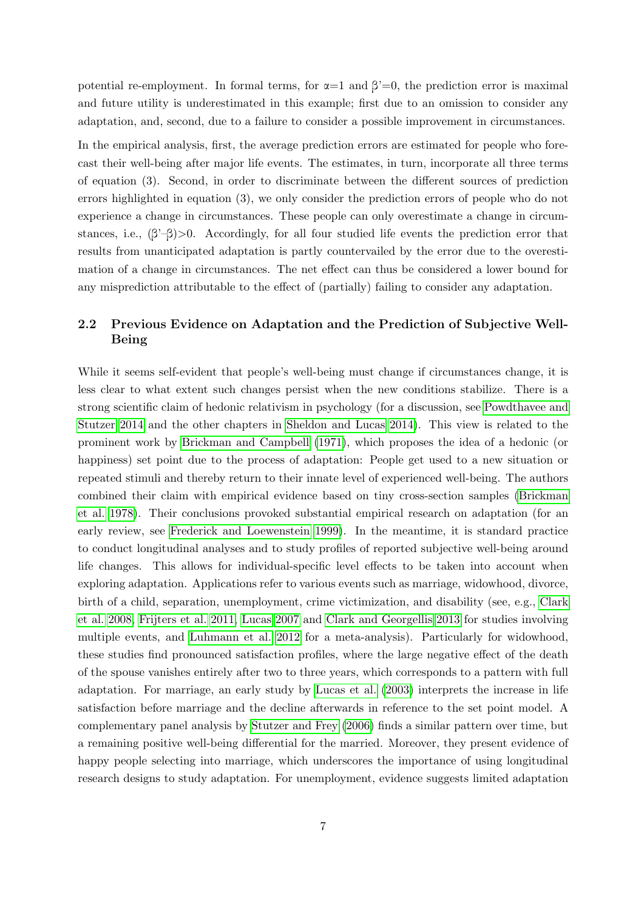potential re-employment. In formal terms, for $\alpha=1$ and $\beta'=0$, the prediction error is maximal and future utility is underestimated in this example; first due to an omission to consider any adaptation, and, second, due to a failure to consider a possible improvement in circumstances.

In the empirical analysis, first, the average prediction errors are estimated for people who forecast their well-being after major life events. The estimates, in turn, incorporate all three terms of equation (3). Second, in order to discriminate between the different sources of prediction errors highlighted in equation (3), we only consider the prediction errors of people who do not experience a change in circumstances. These people can only overestimate a change in circumstances, i.e., $(\beta'-\beta)>0$. Accordingly, for all four studied life events the prediction error that results from unanticipated adaptation is partly countervailed by the error due to the overestimation of a change in circumstances. The net effect can thus be considered a lower bound for any misprediction attributable to the effect of (partially) failing to consider any adaptation.

### 2.2 Previous Evidence on Adaptation and the Prediction of Subjective Well-Being

While it seems self-evident that people's well-being must change if circumstances change, it is less clear to what extent such changes persist when the new conditions stabilize. There is a strong scientific claim of hedonic relativism in psychology (for a discussion, see Powdthavee and Stutzer 2014 and the other chapters in Sheldon and Lucas 2014). This view is related to the prominent work by Brickman and Campbell (1971), which proposes the idea of a hedonic (or happiness) set point due to the process of adaptation: People get used to a new situation or repeated stimuli and thereby return to their innate level of experienced well-being. The authors combined their claim with empirical evidence based on tiny cross-section samples (Brickman et al. 1978). Their conclusions provoked substantial empirical research on adaptation (for an early review, see Frederick and Loewenstein 1999). In the meantime, it is standard practice to conduct longitudinal analyses and to study profiles of reported subjective well-being around life changes. This allows for individual-specific level effects to be taken into account when exploring adaptation. Applications refer to various events such as marriage, widowhood, divorce, birth of a child, separation, unemployment, crime victimization, and disability (see, e.g., Clark et al. 2008, Frijters et al. 2011, Lucas 2007 and Clark and Georgellis 2013 for studies involving multiple events, and Luhmann et al. 2012 for a meta-analysis). Particularly for widowhood, these studies find pronounced satisfaction profiles, where the large negative effect of the death of the spouse vanishes entirely after two to three years, which corresponds to a pattern with full adaptation. For marriage, an early study by Lucas et al. (2003) interprets the increase in life satisfaction before marriage and the decline afterwards in reference to the set point model. A complementary panel analysis by Stutzer and Frey (2006) finds a similar pattern over time, but a remaining positive well-being differential for the married. Moreover, they present evidence of happy people selecting into marriage, which underscores the importance of using longitudinal research designs to study adaptation. For unemployment, evidence suggests limited adaptation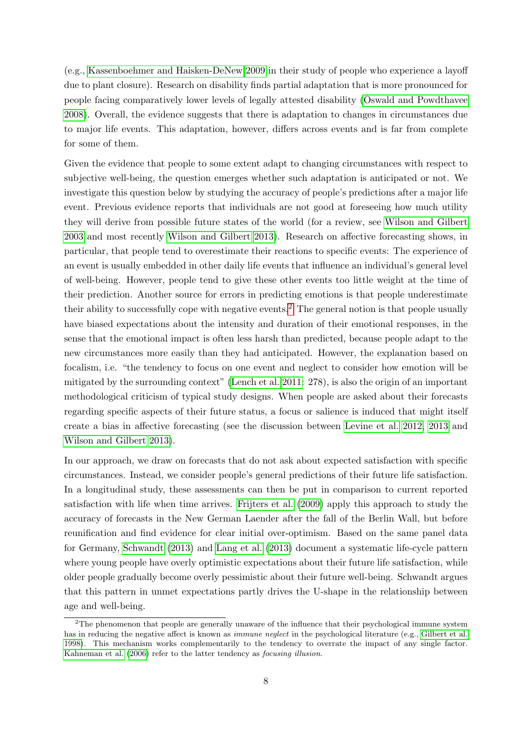(e.g., Kassenboehmer and Haisken-DeNew 2009 in their study of people who experience a layoff due to plant closure). Research on disability finds partial adaptation that is more pronounced for people facing comparatively lower levels of legally attested disability (Oswald and Powdthavee 2008). Overall, the evidence suggests that there is adaptation to changes in circumstances due to major life events. This adaptation, however, differs across events and is far from complete for some of them.

Given the evidence that people to some extent adapt to changing circumstances with respect to subjective well-being, the question emerges whether such adaptation is anticipated or not. We investigate this question below by studying the accuracy of people's predictions after a major life event. Previous evidence reports that individuals are not good at foreseeing how much utility they will derive from possible future states of the world (for a review, see Wilson and Gilbert 2003 and most recently Wilson and Gilbert 2013). Research on affective forecasting shows, in particular, that people tend to overestimate their reactions to specific events: The experience of an event is usually embedded in other daily life events that influence an individual's general level of well-being. However, people tend to give these other events too little weight at the time of their prediction. Another source for errors in predicting emotions is that people underestimate their ability to successfully cope with negative events.[2] The general notion is that people usually have biased expectations about the intensity and duration of their emotional responses, in the sense that the emotional impact is often less harsh than predicted, because people adapt to the new circumstances more easily than they had anticipated. However, the explanation based on focalism, i.e. "the tendency to focus on one event and neglect to consider how emotion will be mitigated by the surrounding context" (Lench et al. 2011: 278), is also the origin of an important methodological criticism of typical study designs. When people are asked about their forecasts regarding specific aspects of their future status, a focus or salience is induced that might itself create a bias in affective forecasting (see the discussion between Levine et al. 2012, 2013 and Wilson and Gilbert 2013).

In our approach, we draw on forecasts that do not ask about expected satisfaction with specific circumstances. Instead, we consider people's general predictions of their future life satisfaction. In a longitudinal study, these assessments can then be put in comparison to current reported satisfaction with life when time arrives. Frijters et al. (2009) apply this approach to study the accuracy of forecasts in the New German Laender after the fall of the Berlin Wall, but before reunification and find evidence for clear initial over-optimism. Based on the same panel data for Germany, Schwandt (2013) and Lang et al. (2013) document a systematic life-cycle pattern where young people have overly optimistic expectations about their future life satisfaction, while older people gradually become overly pessimistic about their future well-being. Schwandt argues that this pattern in unmet expectations partly drives the U-shape in the relationship between age and well-being.

[2] The phenomenon that people are generally unaware of the influence that their psychological immune system has in reducing the negative affect is known as *immune neglect* in the psychological literature (e.g., Gilbert et al. 1998). This mechanism works complementarily to the tendency to overrate the impact of any single factor. Kahneman et al. (2006) refer to the latter tendency as *focusing illusion*.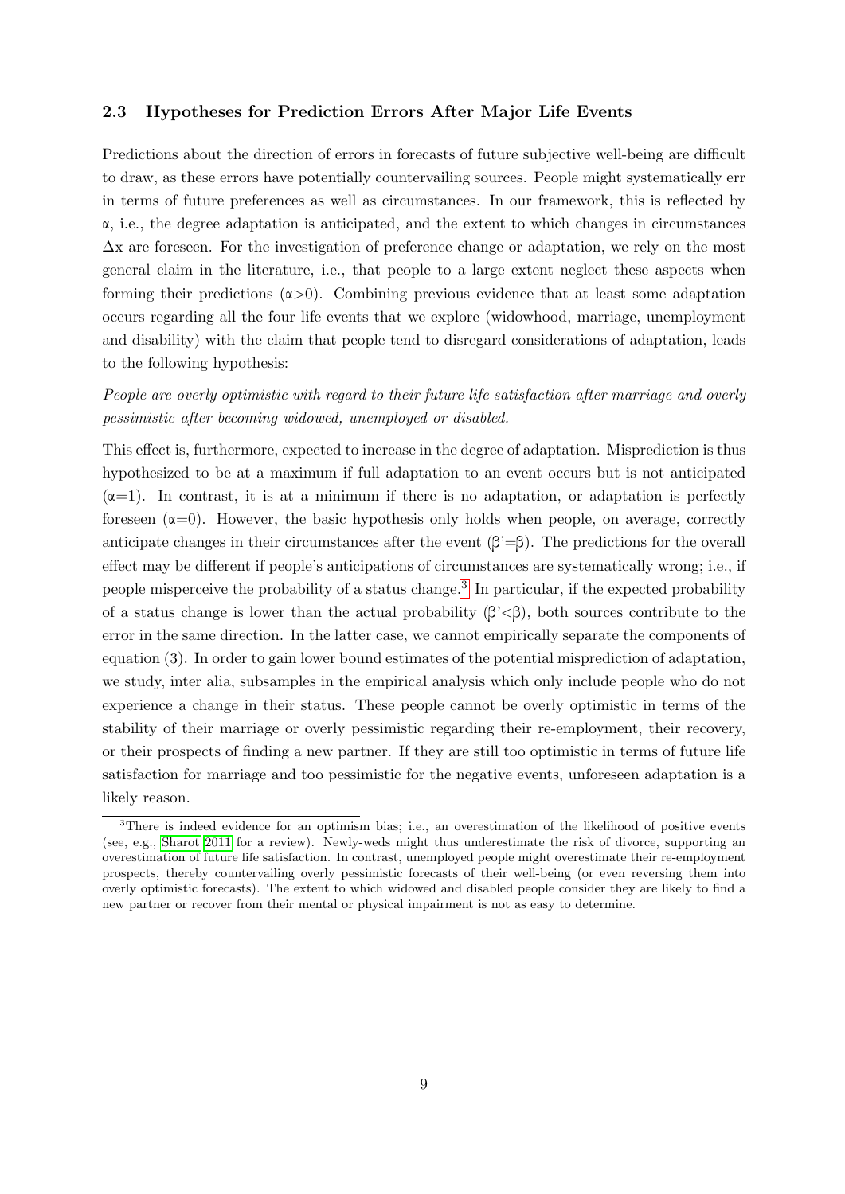### 2.3 Hypotheses for Prediction Errors After Major Life Events

Predictions about the direction of errors in forecasts of future subjective well-being are difficult to draw, as these errors have potentially countervailing sources. People might systematically err in terms of future preferences as well as circumstances. In our framework, this is reflected by $\alpha$, i.e., the degree adaptation is anticipated, and the extent to which changes in circumstances $\Delta x$ are foreseen. For the investigation of preference change or adaptation, we rely on the most general claim in the literature, i.e., that people to a large extent neglect these aspects when forming their predictions ($\alpha>0$). Combining previous evidence that at least some adaptation occurs regarding all the four life events that we explore (widowhood, marriage, unemployment and disability) with the claim that people tend to disregard considerations of adaptation, leads to the following hypothesis:

*People are overly optimistic with regard to their future life satisfaction after marriage and overly pessimistic after becoming widowed, unemployed or disabled.*

This effect is, furthermore, expected to increase in the degree of adaptation. Misprediction is thus hypothesized to be at a maximum if full adaptation to an event occurs but is not anticipated ($\alpha=1$). In contrast, it is at a minimum if there is no adaptation, or adaptation is perfectly foreseen ($\alpha=0$). However, the basic hypothesis only holds when people, on average, correctly anticipate changes in their circumstances after the event ($\beta'=\beta$). The predictions for the overall effect may be different if people's anticipations of circumstances are systematically wrong; i.e., if people misperceive the probability of a status change.[3] In particular, if the expected probability of a status change is lower than the actual probability ($\beta'<\beta$), both sources contribute to the error in the same direction. In the latter case, we cannot empirically separate the components of equation (3). In order to gain lower bound estimates of the potential misprediction of adaptation, we study, inter alia, subsamples in the empirical analysis which only include people who do not experience a change in their status. These people cannot be overly optimistic in terms of the stability of their marriage or overly pessimistic regarding their re-employment, their recovery, or their prospects of finding a new partner. If they are still too optimistic in terms of future life satisfaction for marriage and too pessimistic for the negative events, unforeseen adaptation is a likely reason.

[3] There is indeed evidence for an optimism bias; i.e., an overestimation of the likelihood of positive events (see, e.g., Sharot 2011 for a review). Newly-weds might thus underestimate the risk of divorce, supporting an overestimation of future life satisfaction. In contrast, unemployed people might overestimate their re-employment prospects, thereby countervailing overly pessimistic forecasts of their well-being (or even reversing them into overly optimistic forecasts). The extent to which widowed and disabled people consider they are likely to find a new partner or recover from their mental or physical impairment is not as easy to determine.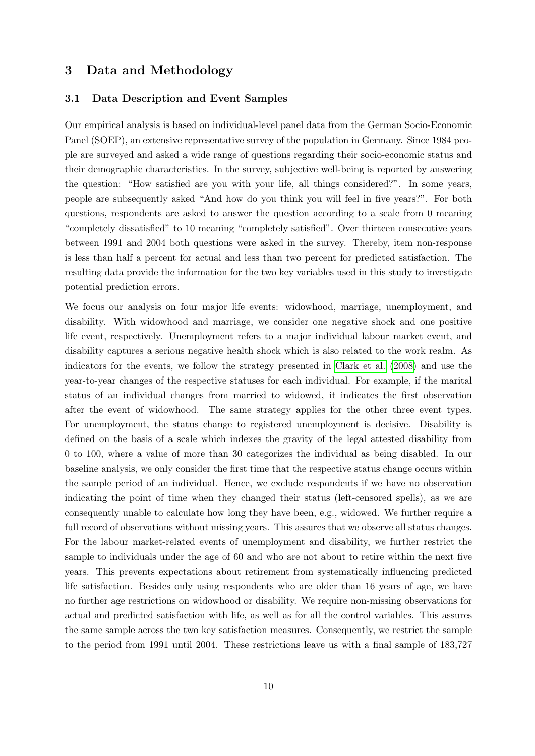## 3 Data and Methodology

### 3.1 Data Description and Event Samples

Our empirical analysis is based on individual-level panel data from the German Socio-Economic Panel (SOEP), an extensive representative survey of the population in Germany. Since 1984 people are surveyed and asked a wide range of questions regarding their socio-economic status and their demographic characteristics. In the survey, subjective well-being is reported by answering the question: "How satisfied are you with your life, all things considered?". In some years, people are subsequently asked "And how do you think you will feel in five years?". For both questions, respondents are asked to answer the question according to a scale from 0 meaning "completely dissatisfied" to 10 meaning "completely satisfied". Over thirteen consecutive years between 1991 and 2004 both questions were asked in the survey. Thereby, item non-response is less than half a percent for actual and less than two percent for predicted satisfaction. The resulting data provide the information for the two key variables used in this study to investigate potential prediction errors.

We focus our analysis on four major life events: widowhood, marriage, unemployment, and disability. With widowhood and marriage, we consider one negative shock and one positive life event, respectively. Unemployment refers to a major individual labour market event, and disability captures a serious negative health shock which is also related to the work realm. As indicators for the events, we follow the strategy presented in Clark et al. (2008) and use the year-to-year changes of the respective statuses for each individual. For example, if the marital status of an individual changes from married to widowed, it indicates the first observation after the event of widowhood. The same strategy applies for the other three event types. For unemployment, the status change to registered unemployment is decisive. Disability is defined on the basis of a scale which indexes the gravity of the legal attested disability from 0 to 100, where a value of more than 30 categorizes the individual as being disabled. In our baseline analysis, we only consider the first time that the respective status change occurs within the sample period of an individual. Hence, we exclude respondents if we have no observation indicating the point of time when they changed their status (left-censored spells), as we are consequently unable to calculate how long they have been, e.g., widowed. We further require a full record of observations without missing years. This assures that we observe all status changes. For the labour market-related events of unemployment and disability, we further restrict the sample to individuals under the age of 60 and who are not about to retire within the next five years. This prevents expectations about retirement from systematically influencing predicted life satisfaction. Besides only using respondents who are older than 16 years of age, we have no further age restrictions on widowhood or disability. We require non-missing observations for actual and predicted satisfaction with life, as well as for all the control variables. This assures the same sample across the two key satisfaction measures. Consequently, we restrict the sample to the period from 1991 until 2004. These restrictions leave us with a final sample of 183,727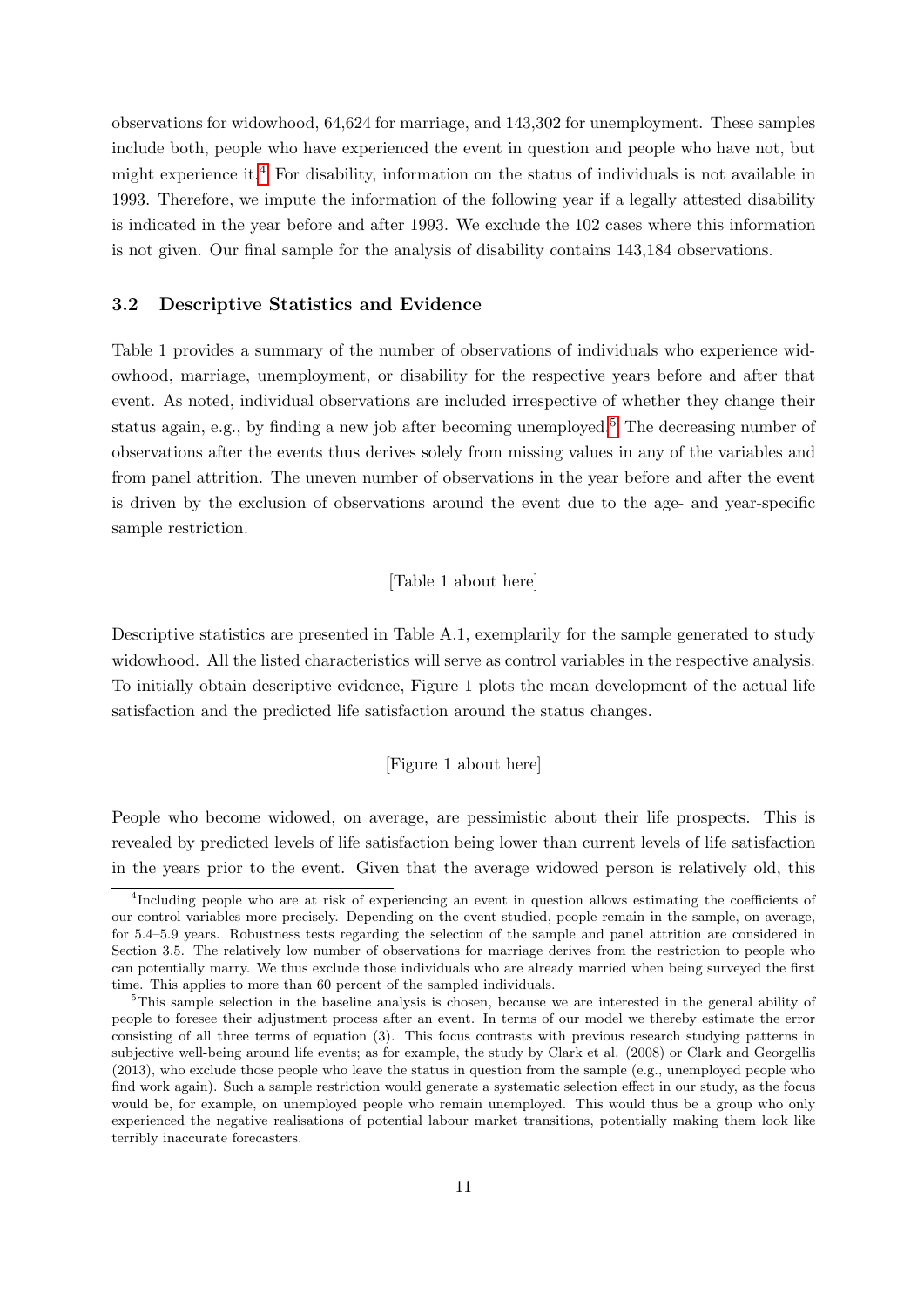observations for widowhood, 64,624 for marriage, and 143,302 for unemployment. These samples include both, people who have experienced the event in question and people who have not, but might experience it.[4] For disability, information on the status of individuals is not available in 1993. Therefore, we impute the information of the following year if a legally attested disability is indicated in the year before and after 1993. We exclude the 102 cases where this information is not given. Our final sample for the analysis of disability contains 143,184 observations.

### 3.2 Descriptive Statistics and Evidence

Table 1 provides a summary of the number of observations of individuals who experience widowhood, marriage, unemployment, or disability for the respective years before and after that event. As noted, individual observations are included irrespective of whether they change their status again, e.g., by finding a new job after becoming unemployed.[5] The decreasing number of observations after the events thus derives solely from missing values in any of the variables and from panel attrition. The uneven number of observations in the year before and after the event is driven by the exclusion of observations around the event due to the age- and year-specific sample restriction.

[Table 1 about here]

Descriptive statistics are presented in Table A.1, exemplarily for the sample generated to study widowhood. All the listed characteristics will serve as control variables in the respective analysis. To initially obtain descriptive evidence, Figure 1 plots the mean development of the actual life satisfaction and the predicted life satisfaction around the status changes.

[Figure 1 about here]

People who become widowed, on average, are pessimistic about their life prospects. This is revealed by predicted levels of life satisfaction being lower than current levels of life satisfaction in the years prior to the event. Given that the average widowed person is relatively old, this

[4] Including people who are at risk of experiencing an event in question allows estimating the coefficients of our control variables more precisely. Depending on the event studied, people remain in the sample, on average, for 5.4–5.9 years. Robustness tests regarding the selection of the sample and panel attrition are considered in Section 3.5. The relatively low number of observations for marriage derives from the restriction to people who can potentially marry. We thus exclude those individuals who are already married when being surveyed the first time. This applies to more than 60 percent of the sampled individuals.

[5] This sample selection in the baseline analysis is chosen, because we are interested in the general ability of people to foresee their adjustment process after an event. In terms of our model we thereby estimate the error consisting of all three terms of equation (3). This focus contrasts with previous research studying patterns in subjective well-being around life events; as for example, the study by Clark et al. (2008) or Clark and Georgellis (2013), who exclude those people who leave the status in question from the sample (e.g., unemployed people who find work again). Such a sample restriction would generate a systematic selection effect in our study, as the focus would be, for example, on unemployed people who remain unemployed. This would thus be a group who only experienced the negative realisations of potential labour market transitions, potentially making them look like terribly inaccurate forecasters.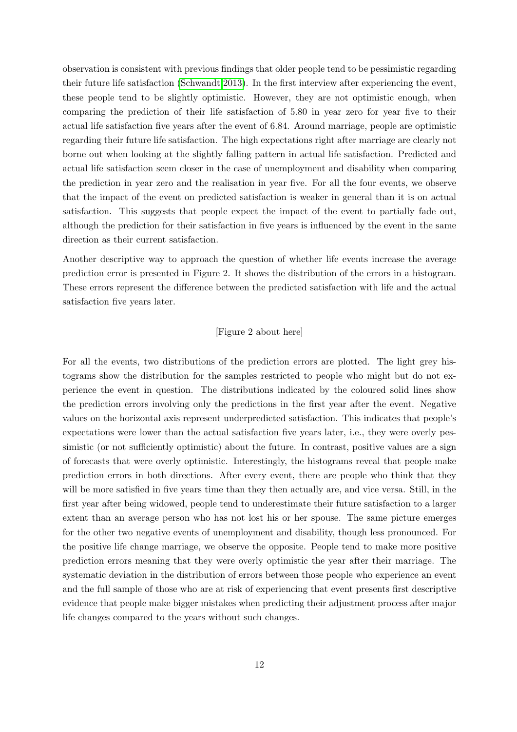observation is consistent with previous findings that older people tend to be pessimistic regarding their future life satisfaction (Schwandt 2013). In the first interview after experiencing the event, these people tend to be slightly optimistic. However, they are not optimistic enough, when comparing the prediction of their life satisfaction of 5.80 in year zero for year five to their actual life satisfaction five years after the event of 6.84. Around marriage, people are optimistic regarding their future life satisfaction. The high expectations right after marriage are clearly not borne out when looking at the slightly falling pattern in actual life satisfaction. Predicted and actual life satisfaction seem closer in the case of unemployment and disability when comparing the prediction in year zero and the realisation in year five. For all the four events, we observe that the impact of the event on predicted satisfaction is weaker in general than it is on actual satisfaction. This suggests that people expect the impact of the event to partially fade out, although the prediction for their satisfaction in five years is influenced by the event in the same direction as their current satisfaction.

Another descriptive way to approach the question of whether life events increase the average prediction error is presented in Figure 2. It shows the distribution of the errors in a histogram. These errors represent the difference between the predicted satisfaction with life and the actual satisfaction five years later.

[Figure 2 about here]

For all the events, two distributions of the prediction errors are plotted. The light grey histograms show the distribution for the samples restricted to people who might but do not experience the event in question. The distributions indicated by the coloured solid lines show the prediction errors involving only the predictions in the first year after the event. Negative values on the horizontal axis represent underpredicted satisfaction. This indicates that people's expectations were lower than the actual satisfaction five years later, i.e., they were overly pessimistic (or not sufficiently optimistic) about the future. In contrast, positive values are a sign of forecasts that were overly optimistic. Interestingly, the histograms reveal that people make prediction errors in both directions. After every event, there are people who think that they will be more satisfied in five years time than they then actually are, and vice versa. Still, in the first year after being widowed, people tend to underestimate their future satisfaction to a larger extent than an average person who has not lost his or her spouse. The same picture emerges for the other two negative events of unemployment and disability, though less pronounced. For the positive life change marriage, we observe the opposite. People tend to make more positive prediction errors meaning that they were overly optimistic the year after their marriage. The systematic deviation in the distribution of errors between those people who experience an event and the full sample of those who are at risk of experiencing that event presents first descriptive evidence that people make bigger mistakes when predicting their adjustment process after major life changes compared to the years without such changes.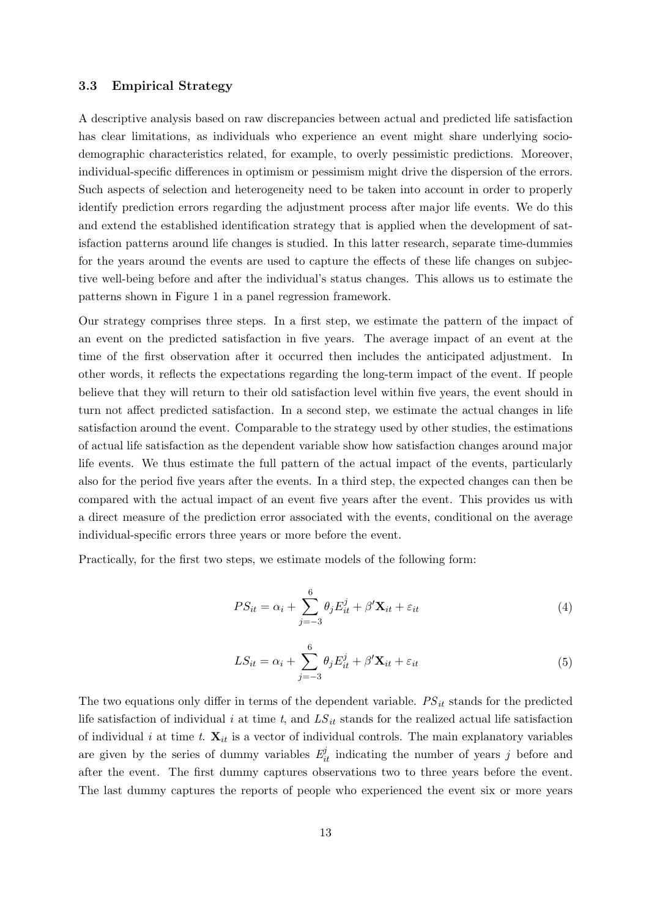### 3.3 Empirical Strategy

A descriptive analysis based on raw discrepancies between actual and predicted life satisfaction has clear limitations, as individuals who experience an event might share underlying socio-demographic characteristics related, for example, to overly pessimistic predictions. Moreover, individual-specific differences in optimism or pessimism might drive the dispersion of the errors. Such aspects of selection and heterogeneity need to be taken into account in order to properly identify prediction errors regarding the adjustment process after major life events. We do this and extend the established identification strategy that is applied when the development of satisfaction patterns around life changes is studied. In this latter research, separate time-dummies for the years around the events are used to capture the effects of these life changes on subjective well-being before and after the individual's status changes. This allows us to estimate the patterns shown in Figure 1 in a panel regression framework.

Our strategy comprises three steps. In a first step, we estimate the pattern of the impact of an event on the predicted satisfaction in five years. The average impact of an event at the time of the first observation after it occurred then includes the anticipated adjustment. In other words, it reflects the expectations regarding the long-term impact of the event. If people believe that they will return to their old satisfaction level within five years, the event should in turn not affect predicted satisfaction. In a second step, we estimate the actual changes in life satisfaction around the event. Comparable to the strategy used by other studies, the estimations of actual life satisfaction as the dependent variable show how satisfaction changes around major life events. We thus estimate the full pattern of the actual impact of the events, particularly also for the period five years after the events. In a third step, the expected changes can then be compared with the actual impact of an event five years after the event. This provides us with a direct measure of the prediction error associated with the events, conditional on the average individual-specific errors three years or more before the event.

Practically, for the first two steps, we estimate models of the following form:

$$PS_{it} = \alpha_i + \sum_{j=-3}^{6} \theta_j E_{it}^j + \beta' \mathbf{X}_{it} + \varepsilon_{it} \tag{4}$$

$$LS_{it} = \alpha_i + \sum_{j=-3}^{6} \theta_j E_{it}^j + \beta' \mathbf{X}_{it} + \varepsilon_{it} \tag{5}$$

The two equations only differ in terms of the dependent variable. $PS_{it}$ stands for the predicted life satisfaction of individual $i$ at time $t$, and $LS_{it}$ stands for the realized actual life satisfaction of individual $i$ at time $t$. $\mathbf{X}_{it}$ is a vector of individual controls. The main explanatory variables are given by the series of dummy variables $E_{it}^j$ indicating the number of years $j$ before and after the event. The first dummy captures observations two to three years before the event. The last dummy captures the reports of people who experienced the event six or more years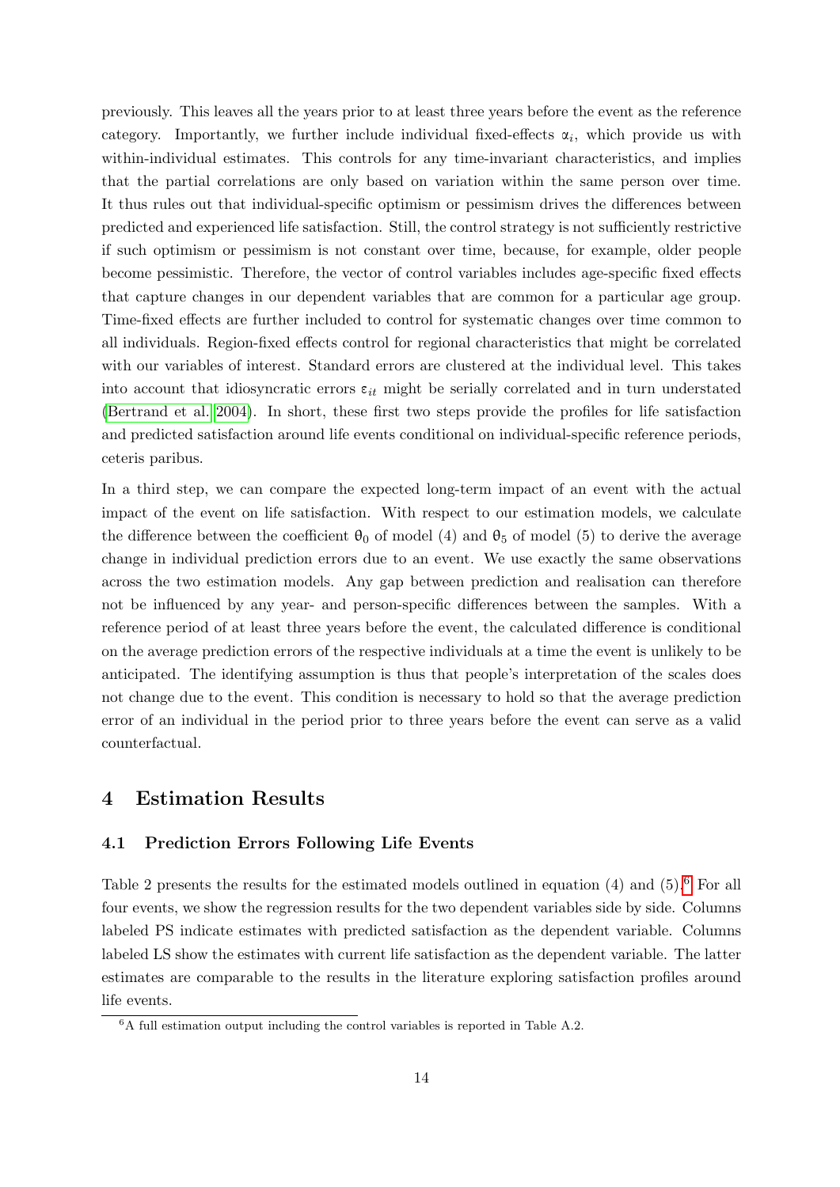previously. This leaves all the years prior to at least three years before the event as the reference category. Importantly, we further include individual fixed-effects $\alpha_i$, which provide us with within-individual estimates. This controls for any time-invariant characteristics, and implies that the partial correlations are only based on variation within the same person over time. It thus rules out that individual-specific optimism or pessimism drives the differences between predicted and experienced life satisfaction. Still, the control strategy is not sufficiently restrictive if such optimism or pessimism is not constant over time, because, for example, older people become pessimistic. Therefore, the vector of control variables includes age-specific fixed effects that capture changes in our dependent variables that are common for a particular age group. Time-fixed effects are further included to control for systematic changes over time common to all individuals. Region-fixed effects control for regional characteristics that might be correlated with our variables of interest. Standard errors are clustered at the individual level. This takes into account that idiosyncratic errors $\varepsilon_{it}$ might be serially correlated and in turn understated (Bertrand et al. 2004). In short, these first two steps provide the profiles for life satisfaction and predicted satisfaction around life events conditional on individual-specific reference periods, ceteris paribus.

In a third step, we can compare the expected long-term impact of an event with the actual impact of the event on life satisfaction. With respect to our estimation models, we calculate the difference between the coefficient $\theta_0$ of model (4) and $\theta_5$ of model (5) to derive the average change in individual prediction errors due to an event. We use exactly the same observations across the two estimation models. Any gap between prediction and realisation can therefore not be influenced by any year- and person-specific differences between the samples. With a reference period of at least three years before the event, the calculated difference is conditional on the average prediction errors of the respective individuals at a time the event is unlikely to be anticipated. The identifying assumption is thus that people's interpretation of the scales does not change due to the event. This condition is necessary to hold so that the average prediction error of an individual in the period prior to three years before the event can serve as a valid counterfactual.

## 4 Estimation Results

### 4.1 Prediction Errors Following Life Events

Table 2 presents the results for the estimated models outlined in equation (4) and (5).[6] For all four events, we show the regression results for the two dependent variables side by side. Columns labeled PS indicate estimates with predicted satisfaction as the dependent variable. Columns labeled LS show the estimates with current life satisfaction as the dependent variable. The latter estimates are comparable to the results in the literature exploring satisfaction profiles around life events.

[6] A full estimation output including the control variables is reported in Table A.2.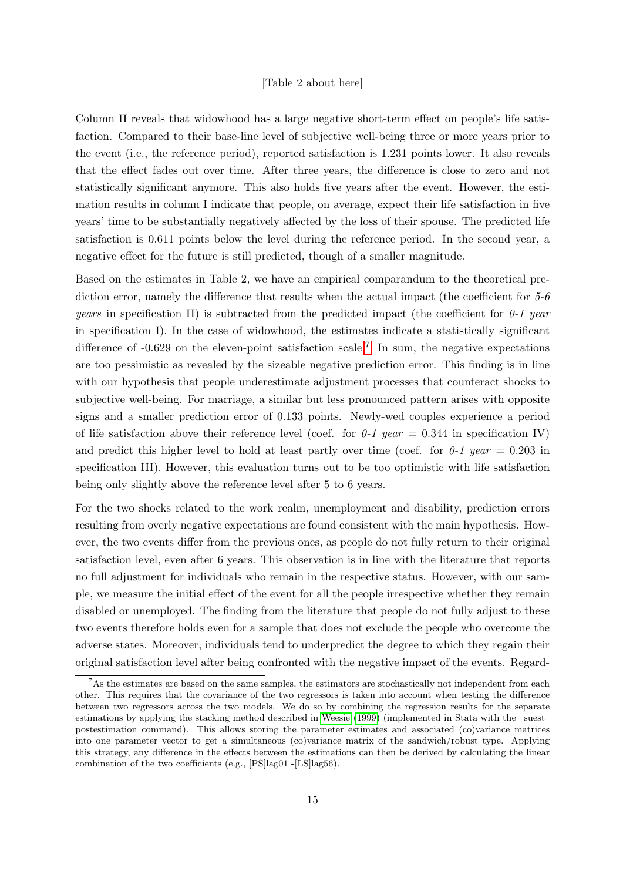[Table 2 about here]

Column II reveals that widowhood has a large negative short-term effect on people's life satisfaction. Compared to their base-line level of subjective well-being three or more years prior to the event (i.e., the reference period), reported satisfaction is 1.231 points lower. It also reveals that the effect fades out over time. After three years, the difference is close to zero and not statistically significant anymore. This also holds five years after the event. However, the estimation results in column I indicate that people, on average, expect their life satisfaction in five years' time to be substantially negatively affected by the loss of their spouse. The predicted life satisfaction is 0.611 points below the level during the reference period. In the second year, a negative effect for the future is still predicted, though of a smaller magnitude.

Based on the estimates in Table 2, we have an empirical comparandum to the theoretical prediction error, namely the difference that results when the actual impact (the coefficient for *5-6 years* in specification II) is subtracted from the predicted impact (the coefficient for *0-1 year* in specification I). In the case of widowhood, the estimates indicate a statistically significant difference of -0.629 on the eleven-point satisfaction scale.[7] In sum, the negative expectations are too pessimistic as revealed by the sizeable negative prediction error. This finding is in line with our hypothesis that people underestimate adjustment processes that counteract shocks to subjective well-being. For marriage, a similar but less pronounced pattern arises with opposite signs and a smaller prediction error of 0.133 points. Newly-wed couples experience a period of life satisfaction above their reference level (coef. for *0-1 year* = 0.344 in specification IV) and predict this higher level to hold at least partly over time (coef. for *0-1 year* = 0.203 in specification III). However, this evaluation turns out to be too optimistic with life satisfaction being only slightly above the reference level after 5 to 6 years.

For the two shocks related to the work realm, unemployment and disability, prediction errors resulting from overly negative expectations are found consistent with the main hypothesis. However, the two events differ from the previous ones, as people do not fully return to their original satisfaction level, even after 6 years. This observation is in line with the literature that reports no full adjustment for individuals who remain in the respective status. However, with our sample, we measure the initial effect of the event for all the people irrespective whether they remain disabled or unemployed. The finding from the literature that people do not fully adjust to these two events therefore holds even for a sample that does not exclude the people who overcome the adverse states. Moreover, individuals tend to underpredict the degree to which they regain their original satisfaction level after being confronted with the negative impact of the events. Regard-

[7] As the estimates are based on the same samples, the estimators are stochastically not independent from each other. This requires that the covariance of the two regressors is taken into account when testing the difference between two regressors across the two models. We do so by combining the regression results for the separate estimations by applying the stacking method described in Weesie (1999) (implemented in Stata with the –suest– postestimation command). This allows storing the parameter estimates and associated (co)variance matrices into one parameter vector to get a simultaneous (co)variance matrix of the sandwich/robust type. Applying this strategy, any difference in the effects between the estimations can then be derived by calculating the linear combination of the two coefficients (e.g., [PS]lag01 -[LS]lag56).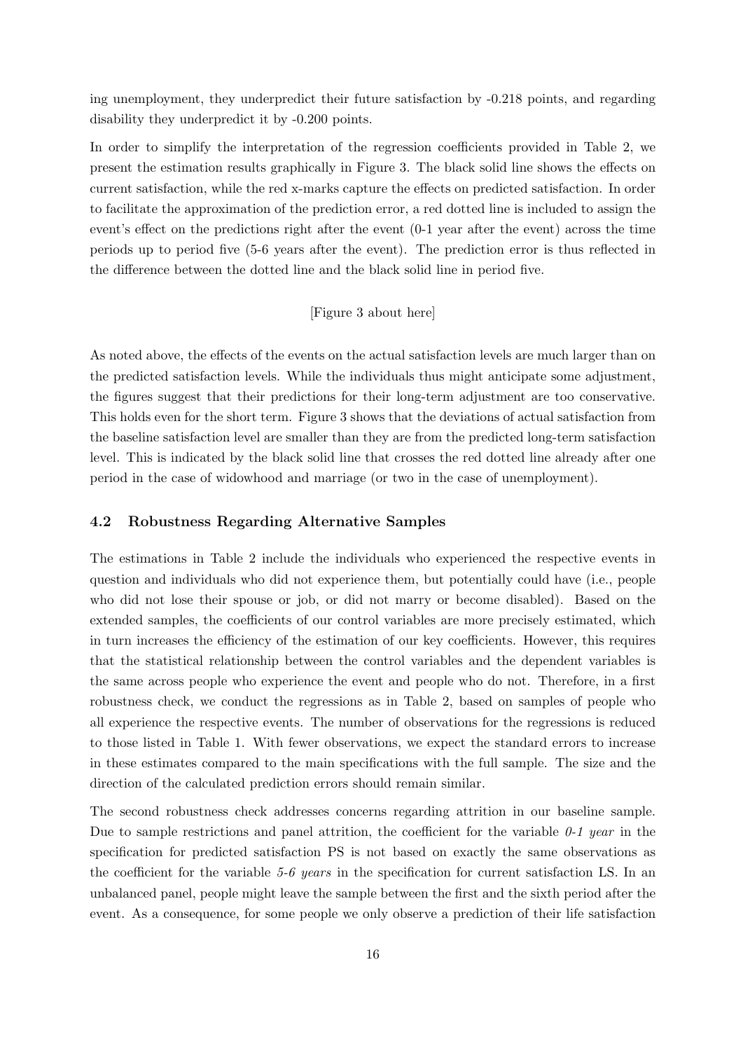ing unemployment, they underpredict their future satisfaction by -0.218 points, and regarding disability they underpredict it by -0.200 points.

In order to simplify the interpretation of the regression coefficients provided in Table 2, we present the estimation results graphically in Figure 3. The black solid line shows the effects on current satisfaction, while the red x-marks capture the effects on predicted satisfaction. In order to facilitate the approximation of the prediction error, a red dotted line is included to assign the event's effect on the predictions right after the event (0-1 year after the event) across the time periods up to period five (5-6 years after the event). The prediction error is thus reflected in the difference between the dotted line and the black solid line in period five.

[Figure 3 about here]

As noted above, the effects of the events on the actual satisfaction levels are much larger than on the predicted satisfaction levels. While the individuals thus might anticipate some adjustment, the figures suggest that their predictions for their long-term adjustment are too conservative. This holds even for the short term. Figure 3 shows that the deviations of actual satisfaction from the baseline satisfaction level are smaller than they are from the predicted long-term satisfaction level. This is indicated by the black solid line that crosses the red dotted line already after one period in the case of widowhood and marriage (or two in the case of unemployment).

### 4.2 Robustness Regarding Alternative Samples

The estimations in Table 2 include the individuals who experienced the respective events in question and individuals who did not experience them, but potentially could have (i.e., people who did not lose their spouse or job, or did not marry or become disabled). Based on the extended samples, the coefficients of our control variables are more precisely estimated, which in turn increases the efficiency of the estimation of our key coefficients. However, this requires that the statistical relationship between the control variables and the dependent variables is the same across people who experience the event and people who do not. Therefore, in a first robustness check, we conduct the regressions as in Table 2, based on samples of people who all experience the respective events. The number of observations for the regressions is reduced to those listed in Table 1. With fewer observations, we expect the standard errors to increase in these estimates compared to the main specifications with the full sample. The size and the direction of the calculated prediction errors should remain similar.

The second robustness check addresses concerns regarding attrition in our baseline sample. Due to sample restrictions and panel attrition, the coefficient for the variable *0-1 year* in the specification for predicted satisfaction PS is not based on exactly the same observations as the coefficient for the variable *5-6 years* in the specification for current satisfaction LS. In an unbalanced panel, people might leave the sample between the first and the sixth period after the event. As a consequence, for some people we only observe a prediction of their life satisfaction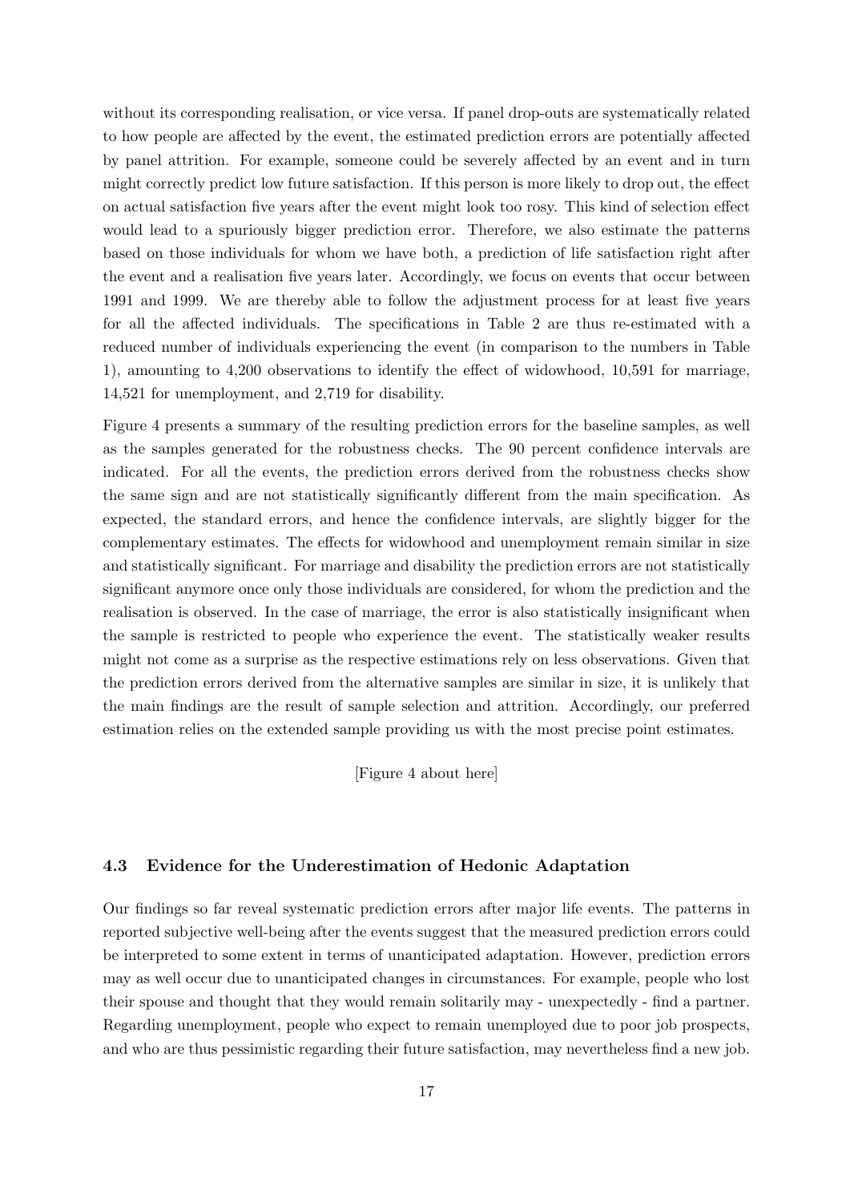without its corresponding realisation, or vice versa. If panel drop-outs are systematically related to how people are affected by the event, the estimated prediction errors are potentially affected by panel attrition. For example, someone could be severely affected by an event and in turn might correctly predict low future satisfaction. If this person is more likely to drop out, the effect on actual satisfaction five years after the event might look too rosy. This kind of selection effect would lead to a spuriously bigger prediction error. Therefore, we also estimate the patterns based on those individuals for whom we have both, a prediction of life satisfaction right after the event and a realisation five years later. Accordingly, we focus on events that occur between 1991 and 1999. We are thereby able to follow the adjustment process for at least five years for all the affected individuals. The specifications in Table 2 are thus re-estimated with a reduced number of individuals experiencing the event (in comparison to the numbers in Table 1), amounting to 4,200 observations to identify the effect of widowhood, 10,591 for marriage, 14,521 for unemployment, and 2,719 for disability.

Figure 4 presents a summary of the resulting prediction errors for the baseline samples, as well as the samples generated for the robustness checks. The 90 percent confidence intervals are indicated. For all the events, the prediction errors derived from the robustness checks show the same sign and are not statistically significantly different from the main specification. As expected, the standard errors, and hence the confidence intervals, are slightly bigger for the complementary estimates. The effects for widowhood and unemployment remain similar in size and statistically significant. For marriage and disability the prediction errors are not statistically significant anymore once only those individuals are considered, for whom the prediction and the realisation is observed. In the case of marriage, the error is also statistically insignificant when the sample is restricted to people who experience the event. The statistically weaker results might not come as a surprise as the respective estimations rely on less observations. Given that the prediction errors derived from the alternative samples are similar in size, it is unlikely that the main findings are the result of sample selection and attrition. Accordingly, our preferred estimation relies on the extended sample providing us with the most precise point estimates.

[Figure 4 about here]

### 4.3 Evidence for the Underestimation of Hedonic Adaptation

Our findings so far reveal systematic prediction errors after major life events. The patterns in reported subjective well-being after the events suggest that the measured prediction errors could be interpreted to some extent in terms of unanticipated adaptation. However, prediction errors may as well occur due to unanticipated changes in circumstances. For example, people who lost their spouse and thought that they would remain solitarily may - unexpectedly - find a partner. Regarding unemployment, people who expect to remain unemployed due to poor job prospects, and who are thus pessimistic regarding their future satisfaction, may nevertheless find a new job.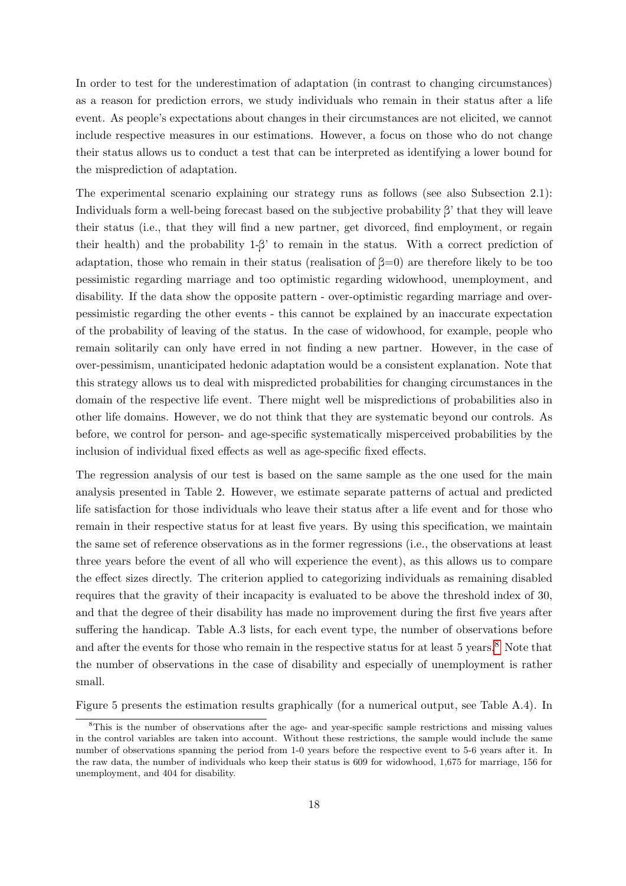In order to test for the underestimation of adaptation (in contrast to changing circumstances) as a reason for prediction errors, we study individuals who remain in their status after a life event. As people's expectations about changes in their circumstances are not elicited, we cannot include respective measures in our estimations. However, a focus on those who do not change their status allows us to conduct a test that can be interpreted as identifying a lower bound for the misprediction of adaptation.

The experimental scenario explaining our strategy runs as follows (see also Subsection 2.1): Individuals form a well-being forecast based on the subjective probability $\beta$' that they will leave their status (i.e., that they will find a new partner, get divorced, find employment, or regain their health) and the probability 1-$\beta$' to remain in the status. With a correct prediction of adaptation, those who remain in their status (realisation of $\beta$=0) are therefore likely to be too pessimistic regarding marriage and too optimistic regarding widowhood, unemployment, and disability. If the data show the opposite pattern - over-optimistic regarding marriage and over-pessimistic regarding the other events - this cannot be explained by an inaccurate expectation of the probability of leaving of the status. In the case of widowhood, for example, people who remain solitarily can only have erred in not finding a new partner. However, in the case of over-pessimism, unanticipated hedonic adaptation would be a consistent explanation. Note that this strategy allows us to deal with mispredicted probabilities for changing circumstances in the domain of the respective life event. There might well be mispredictions of probabilities also in other life domains. However, we do not think that they are systematic beyond our controls. As before, we control for person- and age-specific systematically misperceived probabilities by the inclusion of individual fixed effects as well as age-specific fixed effects.

The regression analysis of our test is based on the same sample as the one used for the main analysis presented in Table 2. However, we estimate separate patterns of actual and predicted life satisfaction for those individuals who leave their status after a life event and for those who remain in their respective status for at least five years. By using this specification, we maintain the same set of reference observations as in the former regressions (i.e., the observations at least three years before the event of all who will experience the event), as this allows us to compare the effect sizes directly. The criterion applied to categorizing individuals as remaining disabled requires that the gravity of their incapacity is evaluated to be above the threshold index of 30, and that the degree of their disability has made no improvement during the first five years after suffering the handicap. Table A.3 lists, for each event type, the number of observations before and after the events for those who remain in the respective status for at least 5 years.[8] Note that the number of observations in the case of disability and especially of unemployment is rather small.

Figure 5 presents the estimation results graphically (for a numerical output, see Table A.4). In

[8] This is the number of observations after the age- and year-specific sample restrictions and missing values in the control variables are taken into account. Without these restrictions, the sample would include the same number of observations spanning the period from 1-0 years before the respective event to 5-6 years after it. In the raw data, the number of individuals who keep their status is 609 for widowhood, 1,675 for marriage, 156 for unemployment, and 404 for disability.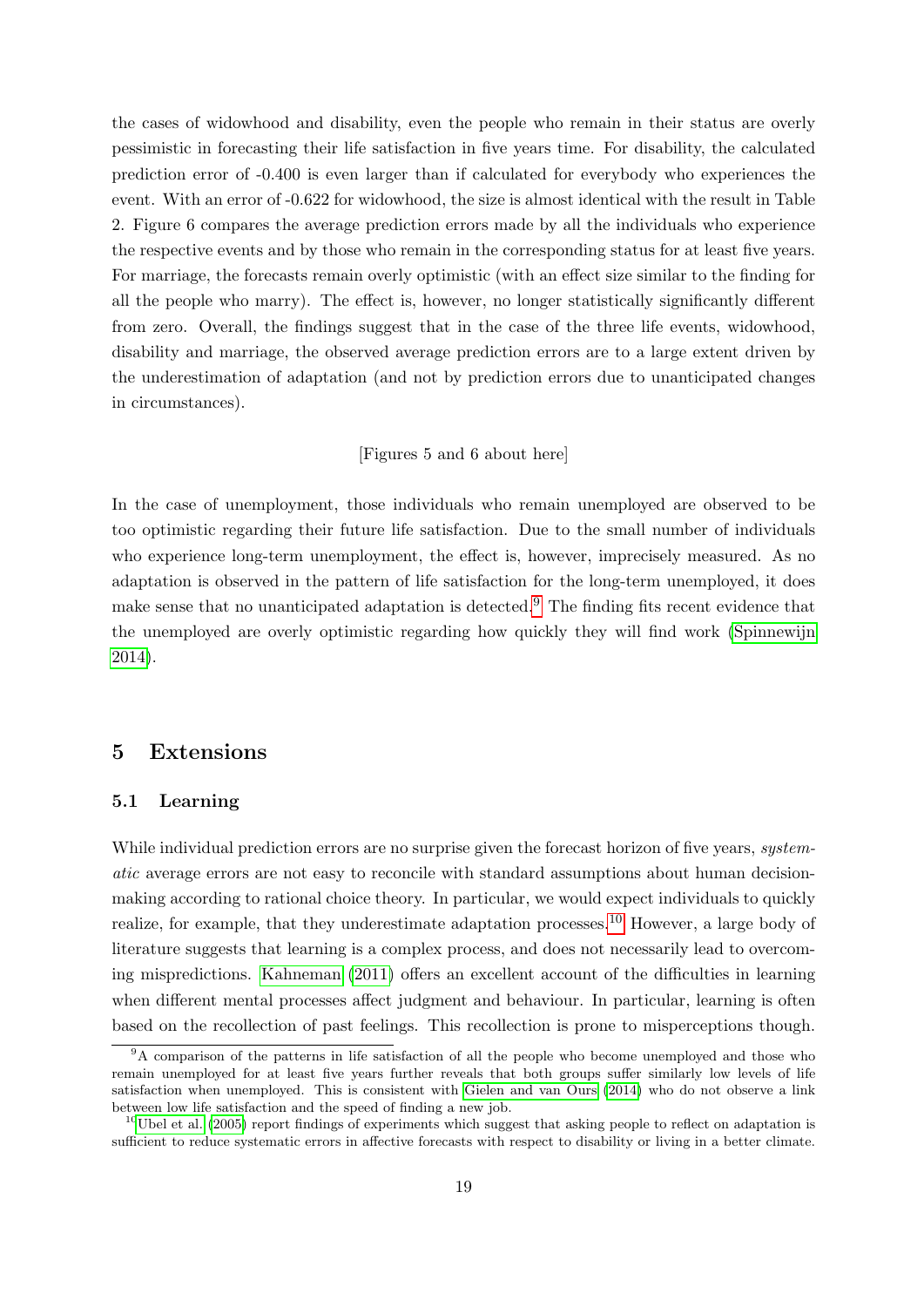the cases of widowhood and disability, even the people who remain in their status are overly pessimistic in forecasting their life satisfaction in five years time. For disability, the calculated prediction error of -0.400 is even larger than if calculated for everybody who experiences the event. With an error of -0.622 for widowhood, the size is almost identical with the result in Table 2. Figure 6 compares the average prediction errors made by all the individuals who experience the respective events and by those who remain in the corresponding status for at least five years. For marriage, the forecasts remain overly optimistic (with an effect size similar to the finding for all the people who marry). The effect is, however, no longer statistically significantly different from zero. Overall, the findings suggest that in the case of the three life events, widowhood, disability and marriage, the observed average prediction errors are to a large extent driven by the underestimation of adaptation (and not by prediction errors due to unanticipated changes in circumstances).

[Figures 5 and 6 about here]

In the case of unemployment, those individuals who remain unemployed are observed to be too optimistic regarding their future life satisfaction. Due to the small number of individuals who experience long-term unemployment, the effect is, however, imprecisely measured. As no adaptation is observed in the pattern of life satisfaction for the long-term unemployed, it does make sense that no unanticipated adaptation is detected.[9] The finding fits recent evidence that the unemployed are overly optimistic regarding how quickly they will find work (Spinnewijn 2014).

## 5 Extensions

### 5.1 Learning

While individual prediction errors are no surprise given the forecast horizon of five years, *systematic* average errors are not easy to reconcile with standard assumptions about human decision-making according to rational choice theory. In particular, we would expect individuals to quickly realize, for example, that they underestimate adaptation processes.[10] However, a large body of literature suggests that learning is a complex process, and does not necessarily lead to overcoming mispredictions. Kahneman (2011) offers an excellent account of the difficulties in learning when different mental processes affect judgment and behaviour. In particular, learning is often based on the recollection of past feelings. This recollection is prone to misperceptions though.

[9] A comparison of the patterns in life satisfaction of all the people who become unemployed and those who remain unemployed for at least five years further reveals that both groups suffer similarly low levels of life satisfaction when unemployed. This is consistent with Gielen and van Ours (2014) who do not observe a link between low life satisfaction and the speed of finding a new job.

[10] Ubel et al. (2005) report findings of experiments which suggest that asking people to reflect on adaptation is sufficient to reduce systematic errors in affective forecasts with respect to disability or living in a better climate.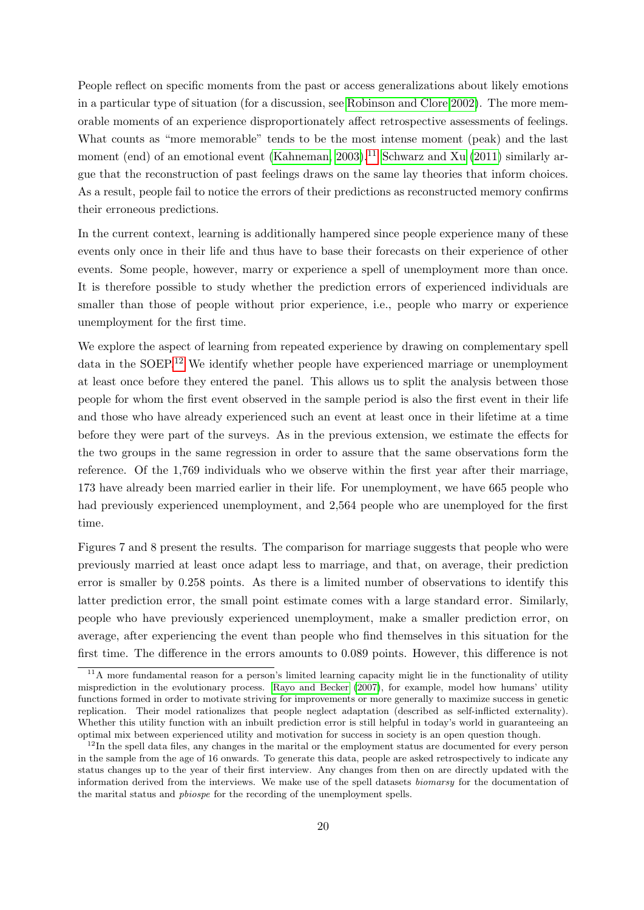People reflect on specific moments from the past or access generalizations about likely emotions in a particular type of situation (for a discussion, see Robinson and Clore 2002). The more memorable moments of an experience disproportionately affect retrospective assessments of feelings. What counts as "more memorable" tends to be the most intense moment (peak) and the last moment (end) of an emotional event (Kahneman, 2003).[11] Schwarz and Xu (2011) similarly argue that the reconstruction of past feelings draws on the same lay theories that inform choices. As a result, people fail to notice the errors of their predictions as reconstructed memory confirms their erroneous predictions.

In the current context, learning is additionally hampered since people experience many of these events only once in their life and thus have to base their forecasts on their experience of other events. Some people, however, marry or experience a spell of unemployment more than once. It is therefore possible to study whether the prediction errors of experienced individuals are smaller than those of people without prior experience, i.e., people who marry or experience unemployment for the first time.

We explore the aspect of learning from repeated experience by drawing on complementary spell data in the SOEP.[12] We identify whether people have experienced marriage or unemployment at least once before they entered the panel. This allows us to split the analysis between those people for whom the first event observed in the sample period is also the first event in their life and those who have already experienced such an event at least once in their lifetime at a time before they were part of the surveys. As in the previous extension, we estimate the effects for the two groups in the same regression in order to assure that the same observations form the reference. Of the 1,769 individuals who we observe within the first year after their marriage, 173 have already been married earlier in their life. For unemployment, we have 665 people who had previously experienced unemployment, and 2,564 people who are unemployed for the first time.

Figures 7 and 8 present the results. The comparison for marriage suggests that people who were previously married at least once adapt less to marriage, and that, on average, their prediction error is smaller by 0.258 points. As there is a limited number of observations to identify this latter prediction error, the small point estimate comes with a large standard error. Similarly, people who have previously experienced unemployment, make a smaller prediction error, on average, after experiencing the event than people who find themselves in this situation for the first time. The difference in the errors amounts to 0.089 points. However, this difference is not

[11] A more fundamental reason for a person's limited learning capacity might lie in the functionality of utility misprediction in the evolutionary process. Rayo and Becker (2007), for example, model how humans' utility functions formed in order to motivate striving for improvements or more generally to maximize success in genetic replication. Their model rationalizes that people neglect adaptation (described as self-inflicted externality). Whether this utility function with an inbuilt prediction error is still helpful in today's world in guaranteeing an optimal mix between experienced utility and motivation for success in society is an open question though.

[12] In the spell data files, any changes in the marital or the employment status are documented for every person in the sample from the age of 16 onwards. To generate this data, people are asked retrospectively to indicate any status changes up to the year of their first interview. Any changes from then on are directly updated with the information derived from the interviews. We make use of the spell datasets *biomarsy* for the documentation of the marital status and *pbiospe* for the recording of the unemployment spells.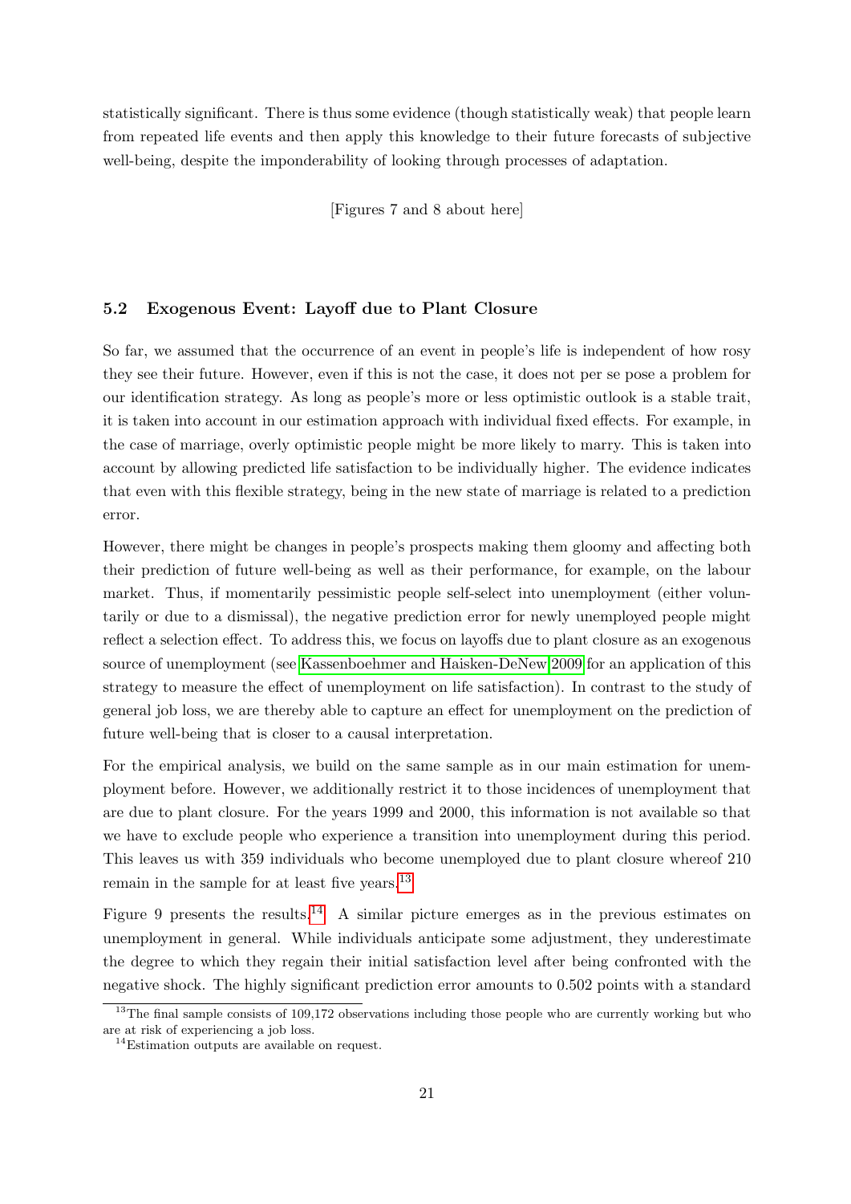statistically significant. There is thus some evidence (though statistically weak) that people learn from repeated life events and then apply this knowledge to their future forecasts of subjective well-being, despite the imponderability of looking through processes of adaptation.

[Figures 7 and 8 about here]

### 5.2 Exogenous Event: Layoff due to Plant Closure

So far, we assumed that the occurrence of an event in people's life is independent of how rosy they see their future. However, even if this is not the case, it does not per se pose a problem for our identification strategy. As long as people's more or less optimistic outlook is a stable trait, it is taken into account in our estimation approach with individual fixed effects. For example, in the case of marriage, overly optimistic people might be more likely to marry. This is taken into account by allowing predicted life satisfaction to be individually higher. The evidence indicates that even with this flexible strategy, being in the new state of marriage is related to a prediction error.

However, there might be changes in people's prospects making them gloomy and affecting both their prediction of future well-being as well as their performance, for example, on the labour market. Thus, if momentarily pessimistic people self-select into unemployment (either voluntarily or due to a dismissal), the negative prediction error for newly unemployed people might reflect a selection effect. To address this, we focus on layoffs due to plant closure as an exogenous source of unemployment (see Kassenboehmer and Haisken-DeNew 2009 for an application of this strategy to measure the effect of unemployment on life satisfaction). In contrast to the study of general job loss, we are thereby able to capture an effect for unemployment on the prediction of future well-being that is closer to a causal interpretation.

For the empirical analysis, we build on the same sample as in our main estimation for unemployment before. However, we additionally restrict it to those incidences of unemployment that are due to plant closure. For the years 1999 and 2000, this information is not available so that we have to exclude people who experience a transition into unemployment during this period. This leaves us with 359 individuals who become unemployed due to plant closure whereof 210 remain in the sample for at least five years.[13]

Figure 9 presents the results.[14] A similar picture emerges as in the previous estimates on unemployment in general. While individuals anticipate some adjustment, they underestimate the degree to which they regain their initial satisfaction level after being confronted with the negative shock. The highly significant prediction error amounts to 0.502 points with a standard

[13] The final sample consists of 109,172 observations including those people who are currently working but who are at risk of experiencing a job loss.

[14] Estimation outputs are available on request.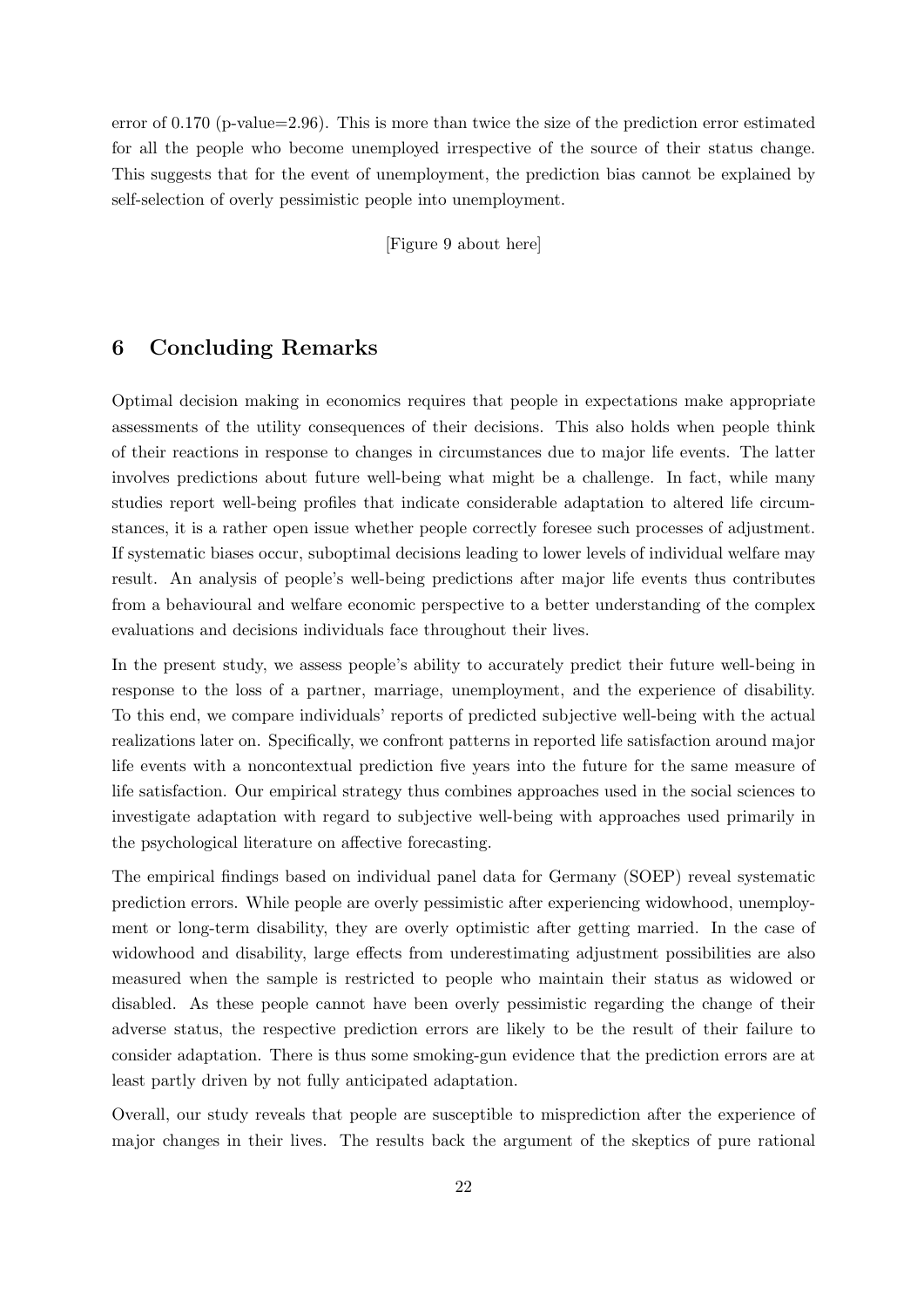error of 0.170 (p-value=2.96). This is more than twice the size of the prediction error estimated for all the people who become unemployed irrespective of the source of their status change. This suggests that for the event of unemployment, the prediction bias cannot be explained by self-selection of overly pessimistic people into unemployment.

[Figure 9 about here]

# 6 Concluding Remarks

Optimal decision making in economics requires that people in expectations make appropriate assessments of the utility consequences of their decisions. This also holds when people think of their reactions in response to changes in circumstances due to major life events. The latter involves predictions about future well-being what might be a challenge. In fact, while many studies report well-being profiles that indicate considerable adaptation to altered life circumstances, it is a rather open issue whether people correctly foresee such processes of adjustment. If systematic biases occur, suboptimal decisions leading to lower levels of individual welfare may result. An analysis of people's well-being predictions after major life events thus contributes from a behavioural and welfare economic perspective to a better understanding of the complex evaluations and decisions individuals face throughout their lives.

In the present study, we assess people's ability to accurately predict their future well-being in response to the loss of a partner, marriage, unemployment, and the experience of disability. To this end, we compare individuals' reports of predicted subjective well-being with the actual realizations later on. Specifically, we confront patterns in reported life satisfaction around major life events with a noncontextual prediction five years into the future for the same measure of life satisfaction. Our empirical strategy thus combines approaches used in the social sciences to investigate adaptation with regard to subjective well-being with approaches used primarily in the psychological literature on affective forecasting.

The empirical findings based on individual panel data for Germany (SOEP) reveal systematic prediction errors. While people are overly pessimistic after experiencing widowhood, unemployment or long-term disability, they are overly optimistic after getting married. In the case of widowhood and disability, large effects from underestimating adjustment possibilities are also measured when the sample is restricted to people who maintain their status as widowed or disabled. As these people cannot have been overly pessimistic regarding the change of their adverse status, the respective prediction errors are likely to be the result of their failure to consider adaptation. There is thus some smoking-gun evidence that the prediction errors are at least partly driven by not fully anticipated adaptation.

Overall, our study reveals that people are susceptible to misprediction after the experience of major changes in their lives. The results back the argument of the skeptics of pure rational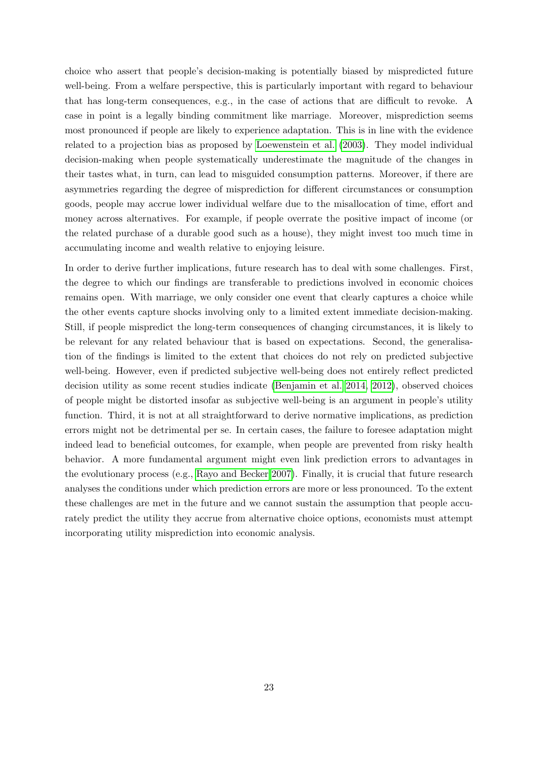choice who assert that people's decision-making is potentially biased by mispredicted future well-being. From a welfare perspective, this is particularly important with regard to behaviour that has long-term consequences, e.g., in the case of actions that are difficult to revoke. A case in point is a legally binding commitment like marriage. Moreover, misprediction seems most pronounced if people are likely to experience adaptation. This is in line with the evidence related to a projection bias as proposed by Loewenstein et al. (2003). They model individual decision-making when people systematically underestimate the magnitude of the changes in their tastes what, in turn, can lead to misguided consumption patterns. Moreover, if there are asymmetries regarding the degree of misprediction for different circumstances or consumption goods, people may accrue lower individual welfare due to the misallocation of time, effort and money across alternatives. For example, if people overrate the positive impact of income (or the related purchase of a durable good such as a house), they might invest too much time in accumulating income and wealth relative to enjoying leisure.

In order to derive further implications, future research has to deal with some challenges. First, the degree to which our findings are transferable to predictions involved in economic choices remains open. With marriage, we only consider one event that clearly captures a choice while the other events capture shocks involving only to a limited extent immediate decision-making. Still, if people mispredict the long-term consequences of changing circumstances, it is likely to be relevant for any related behaviour that is based on expectations. Second, the generalisation of the findings is limited to the extent that choices do not rely on predicted subjective well-being. However, even if predicted subjective well-being does not entirely reflect predicted decision utility as some recent studies indicate (Benjamin et al. 2014, 2012), observed choices of people might be distorted insofar as subjective well-being is an argument in people's utility function. Third, it is not at all straightforward to derive normative implications, as prediction errors might not be detrimental per se. In certain cases, the failure to foresee adaptation might indeed lead to beneficial outcomes, for example, when people are prevented from risky health behavior. A more fundamental argument might even link prediction errors to advantages in the evolutionary process (e.g., Rayo and Becker 2007). Finally, it is crucial that future research analyses the conditions under which prediction errors are more or less pronounced. To the extent these challenges are met in the future and we cannot sustain the assumption that people accurately predict the utility they accrue from alternative choice options, economists must attempt incorporating utility misprediction into economic analysis.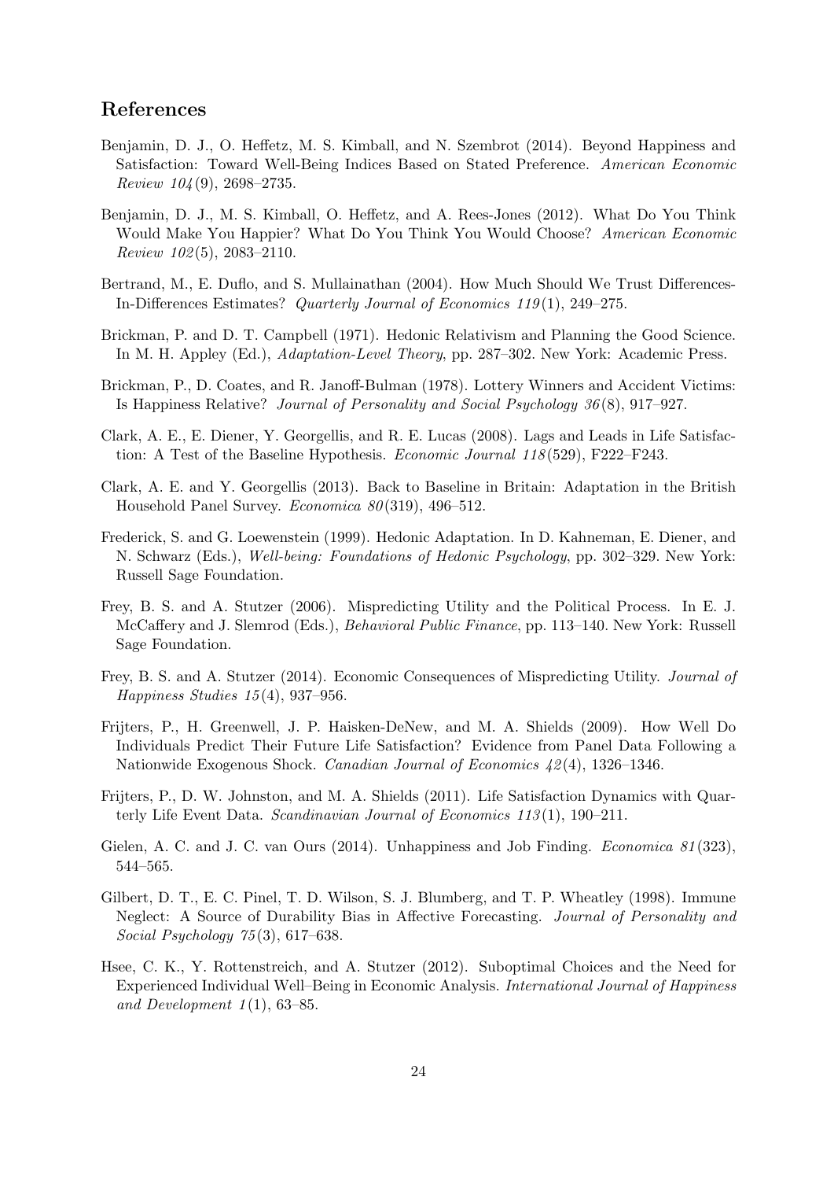## References

Benjamin, D. J., O. Heffetz, M. S. Kimball, and N. Szembrot (2014). Beyond Happiness and Satisfaction: Toward Well-Being Indices Based on Stated Preference. *American Economic Review 104*(9), 2698–2735.

Benjamin, D. J., M. S. Kimball, O. Heffetz, and A. Rees-Jones (2012). What Do You Think Would Make You Happier? What Do You Think You Would Choose? *American Economic Review 102*(5), 2083–2110.

Bertrand, M., E. Duflo, and S. Mullainathan (2004). How Much Should We Trust Differences-In-Differences Estimates? *Quarterly Journal of Economics 119*(1), 249–275.

Brickman, P. and D. T. Campbell (1971). Hedonic Relativism and Planning the Good Science. In M. H. Appley (Ed.), *Adaptation-Level Theory*, pp. 287–302. New York: Academic Press.

Brickman, P., D. Coates, and R. Janoff-Bulman (1978). Lottery Winners and Accident Victims: Is Happiness Relative? *Journal of Personality and Social Psychology 36*(8), 917–927.

Clark, A. E., E. Diener, Y. Georgellis, and R. E. Lucas (2008). Lags and Leads in Life Satisfaction: A Test of the Baseline Hypothesis. *Economic Journal 118*(529), F222–F243.

Clark, A. E. and Y. Georgellis (2013). Back to Baseline in Britain: Adaptation in the British Household Panel Survey. *Economica 80*(319), 496–512.

Frederick, S. and G. Loewenstein (1999). Hedonic Adaptation. In D. Kahneman, E. Diener, and N. Schwarz (Eds.), *Well-being: Foundations of Hedonic Psychology*, pp. 302–329. New York: Russell Sage Foundation.

Frey, B. S. and A. Stutzer (2006). Mispredicting Utility and the Political Process. In E. J. McCaffery and J. Slemrod (Eds.), *Behavioral Public Finance*, pp. 113–140. New York: Russell Sage Foundation.

Frey, B. S. and A. Stutzer (2014). Economic Consequences of Mispredicting Utility. *Journal of Happiness Studies 15*(4), 937–956.

Frijters, P., H. Greenwell, J. P. Haisken-DeNew, and M. A. Shields (2009). How Well Do Individuals Predict Their Future Life Satisfaction? Evidence from Panel Data Following a Nationwide Exogenous Shock. *Canadian Journal of Economics 42*(4), 1326–1346.

Frijters, P., D. W. Johnston, and M. A. Shields (2011). Life Satisfaction Dynamics with Quarterly Life Event Data. *Scandinavian Journal of Economics 113*(1), 190–211.

Gielen, A. C. and J. C. van Ours (2014). Unhappiness and Job Finding. *Economica 81*(323), 544–565.

Gilbert, D. T., E. C. Pinel, T. D. Wilson, S. J. Blumberg, and T. P. Wheatley (1998). Immune Neglect: A Source of Durability Bias in Affective Forecasting. *Journal of Personality and Social Psychology 75*(3), 617–638.

Hsee, C. K., Y. Rottenstreich, and A. Stutzer (2012). Suboptimal Choices and the Need for Experienced Individual Well–Being in Economic Analysis. *International Journal of Happiness and Development 1*(1), 63–85.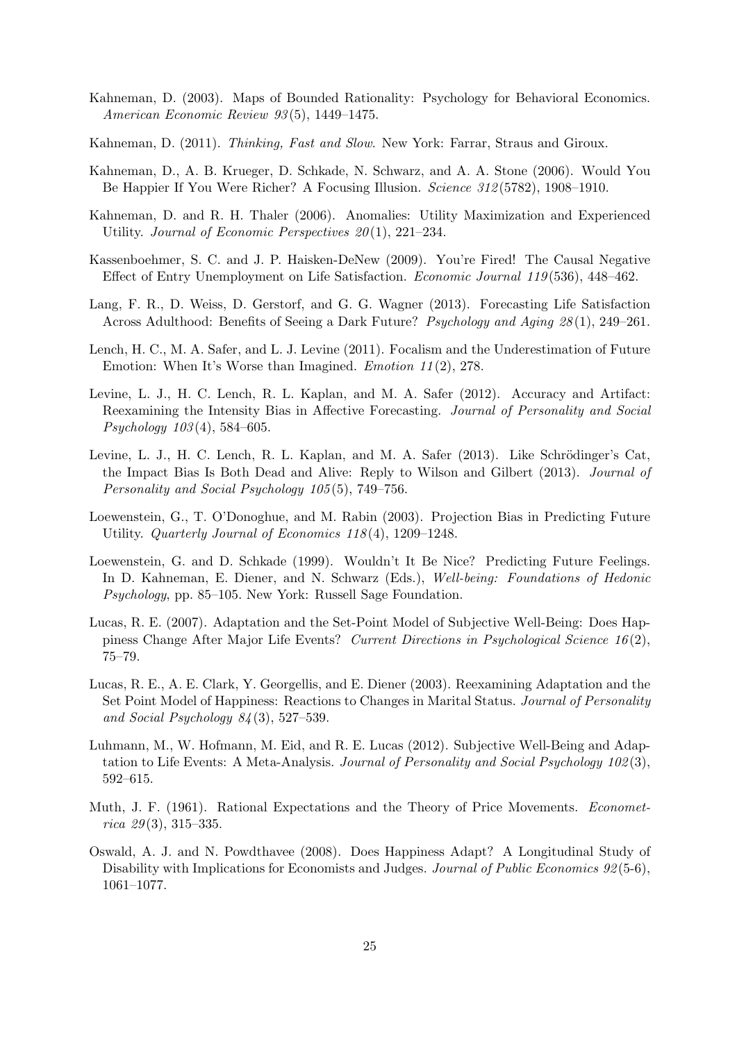Kahneman, D. (2003). Maps of Bounded Rationality: Psychology for Behavioral Economics. *American Economic Review 93*(5), 1449–1475.

Kahneman, D. (2011). *Thinking, Fast and Slow*. New York: Farrar, Straus and Giroux.

Kahneman, D., A. B. Krueger, D. Schkade, N. Schwarz, and A. A. Stone (2006). Would You Be Happier If You Were Richer? A Focusing Illusion. *Science 312*(5782), 1908–1910.

Kahneman, D. and R. H. Thaler (2006). Anomalies: Utility Maximization and Experienced Utility. *Journal of Economic Perspectives 20*(1), 221–234.

Kassenboehmer, S. C. and J. P. Haisken-DeNew (2009). You're Fired! The Causal Negative Effect of Entry Unemployment on Life Satisfaction. *Economic Journal 119*(536), 448–462.

Lang, F. R., D. Weiss, D. Gerstorf, and G. G. Wagner (2013). Forecasting Life Satisfaction Across Adulthood: Benefits of Seeing a Dark Future? *Psychology and Aging 28*(1), 249–261.

Lench, H. C., M. A. Safer, and L. J. Levine (2011). Focalism and the Underestimation of Future Emotion: When It's Worse than Imagined. *Emotion 11*(2), 278.

Levine, L. J., H. C. Lench, R. L. Kaplan, and M. A. Safer (2012). Accuracy and Artifact: Reexamining the Intensity Bias in Affective Forecasting. *Journal of Personality and Social Psychology 103*(4), 584–605.

Levine, L. J., H. C. Lench, R. L. Kaplan, and M. A. Safer (2013). Like Schrödinger's Cat, the Impact Bias Is Both Dead and Alive: Reply to Wilson and Gilbert (2013). *Journal of Personality and Social Psychology 105*(5), 749–756.

Loewenstein, G., T. O'Donoghue, and M. Rabin (2003). Projection Bias in Predicting Future Utility. *Quarterly Journal of Economics 118*(4), 1209–1248.

Loewenstein, G. and D. Schkade (1999). Wouldn't It Be Nice? Predicting Future Feelings. In D. Kahneman, E. Diener, and N. Schwarz (Eds.), *Well-being: Foundations of Hedonic Psychology*, pp. 85–105. New York: Russell Sage Foundation.

Lucas, R. E. (2007). Adaptation and the Set-Point Model of Subjective Well-Being: Does Happiness Change After Major Life Events? *Current Directions in Psychological Science 16*(2), 75–79.

Lucas, R. E., A. E. Clark, Y. Georgellis, and E. Diener (2003). Reexamining Adaptation and the Set Point Model of Happiness: Reactions to Changes in Marital Status. *Journal of Personality and Social Psychology 84*(3), 527–539.

Luhmann, M., W. Hofmann, M. Eid, and R. E. Lucas (2012). Subjective Well-Being and Adaptation to Life Events: A Meta-Analysis. *Journal of Personality and Social Psychology 102*(3), 592–615.

Muth, J. F. (1961). Rational Expectations and the Theory of Price Movements. *Econometrica 29*(3), 315–335.

Oswald, A. J. and N. Powdthavee (2008). Does Happiness Adapt? A Longitudinal Study of Disability with Implications for Economists and Judges. *Journal of Public Economics 92*(5-6), 1061–1077.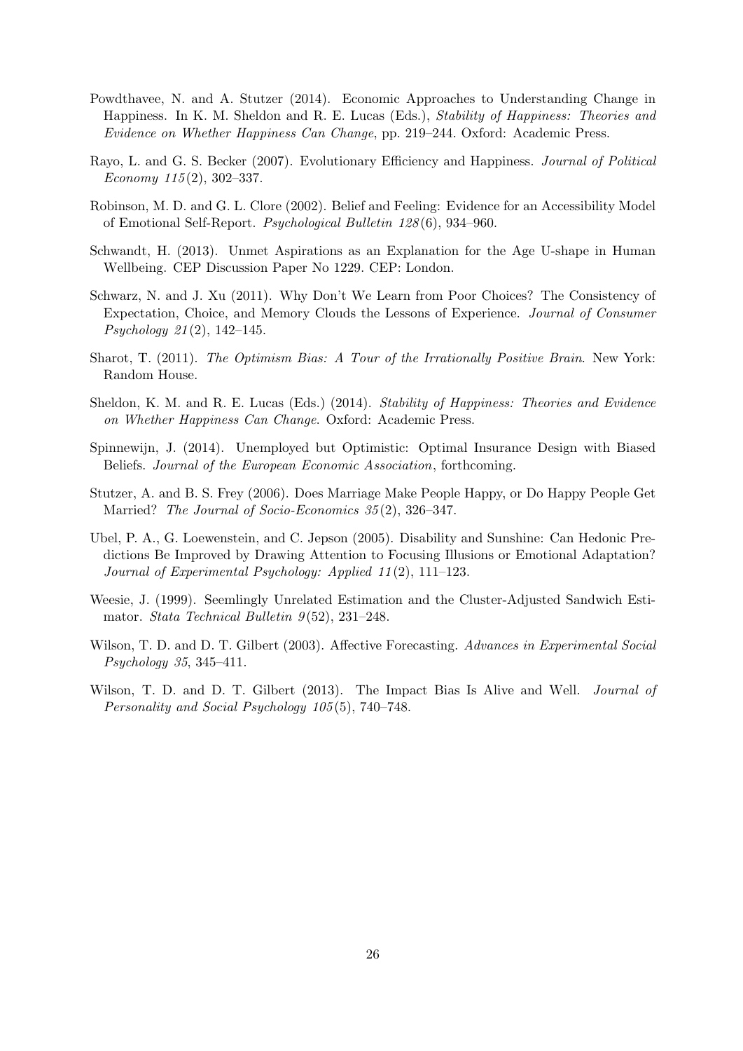Powdthavee, N. and A. Stutzer (2014). Economic Approaches to Understanding Change in Happiness. In K. M. Sheldon and R. E. Lucas (Eds.), *Stability of Happiness: Theories and Evidence on Whether Happiness Can Change*, pp. 219–244. Oxford: Academic Press.

Rayo, L. and G. S. Becker (2007). Evolutionary Efficiency and Happiness. *Journal of Political Economy 115*(2), 302–337.

Robinson, M. D. and G. L. Clore (2002). Belief and Feeling: Evidence for an Accessibility Model of Emotional Self-Report. *Psychological Bulletin 128*(6), 934–960.

Schwandt, H. (2013). Unmet Aspirations as an Explanation for the Age U-shape in Human Wellbeing. CEP Discussion Paper No 1229. CEP: London.

Schwarz, N. and J. Xu (2011). Why Don't We Learn from Poor Choices? The Consistency of Expectation, Choice, and Memory Clouds the Lessons of Experience. *Journal of Consumer Psychology 21*(2), 142–145.

Sharot, T. (2011). *The Optimism Bias: A Tour of the Irrationally Positive Brain*. New York: Random House.

Sheldon, K. M. and R. E. Lucas (Eds.) (2014). *Stability of Happiness: Theories and Evidence on Whether Happiness Can Change*. Oxford: Academic Press.

Spinnewijn, J. (2014). Unemployed but Optimistic: Optimal Insurance Design with Biased Beliefs. *Journal of the European Economic Association*, forthcoming.

Stutzer, A. and B. S. Frey (2006). Does Marriage Make People Happy, or Do Happy People Get Married? *The Journal of Socio-Economics 35*(2), 326–347.

Ubel, P. A., G. Loewenstein, and C. Jepson (2005). Disability and Sunshine: Can Hedonic Predictions Be Improved by Drawing Attention to Focusing Illusions or Emotional Adaptation? *Journal of Experimental Psychology: Applied 11*(2), 111–123.

Weesie, J. (1999). Seemlingly Unrelated Estimation and the Cluster-Adjusted Sandwich Estimator. *Stata Technical Bulletin 9*(52), 231–248.

Wilson, T. D. and D. T. Gilbert (2003). Affective Forecasting. *Advances in Experimental Social Psychology 35*, 345–411.

Wilson, T. D. and D. T. Gilbert (2013). The Impact Bias Is Alive and Well. *Journal of Personality and Social Psychology 105*(5), 740–748.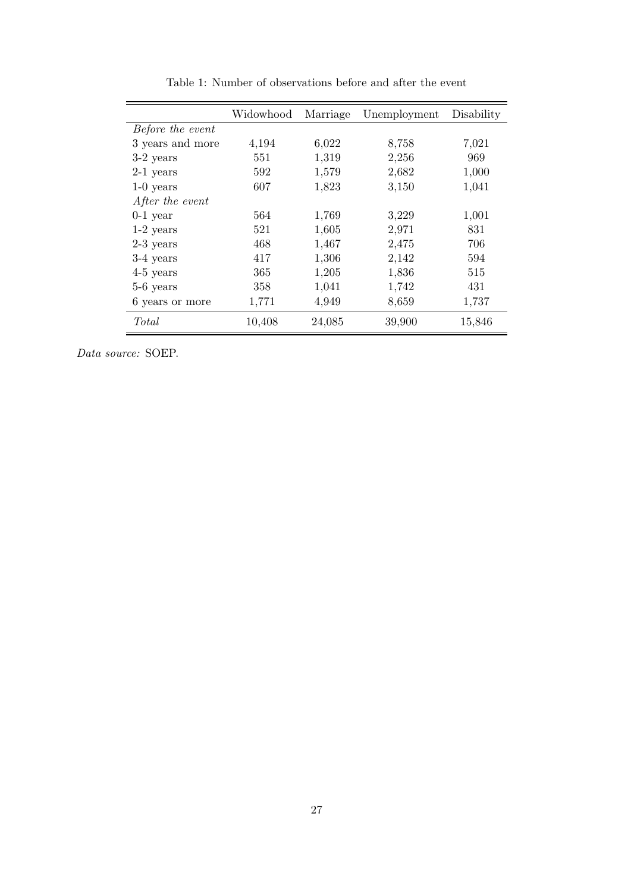Table 1: Number of observations before and after the event

| | Widowhood | Marriage | Unemployment | Disability |
|---|---|---|---|---|
| *Before the event* | | | | |
| 3 years and more | 4,194 | 6,022 | 8,758 | 7,021 |
| 3-2 years | 551 | 1,319 | 2,256 | 969 |
| 2-1 years | 592 | 1,579 | 2,682 | 1,000 |
| 1-0 years | 607 | 1,823 | 3,150 | 1,041 |
| *After the event* | | | | |
| 0-1 year | 564 | 1,769 | 3,229 | 1,001 |
| 1-2 years | 521 | 1,605 | 2,971 | 831 |
| 2-3 years | 468 | 1,467 | 2,475 | 706 |
| 3-4 years | 417 | 1,306 | 2,142 | 594 |
| 4-5 years | 365 | 1,205 | 1,836 | 515 |
| 5-6 years | 358 | 1,041 | 1,742 | 431 |
| 6 years or more | 1,771 | 4,949 | 8,659 | 1,737 |
| *Total* | 10,408 | 24,085 | 39,900 | 15,846 |

*Data source:* SOEP.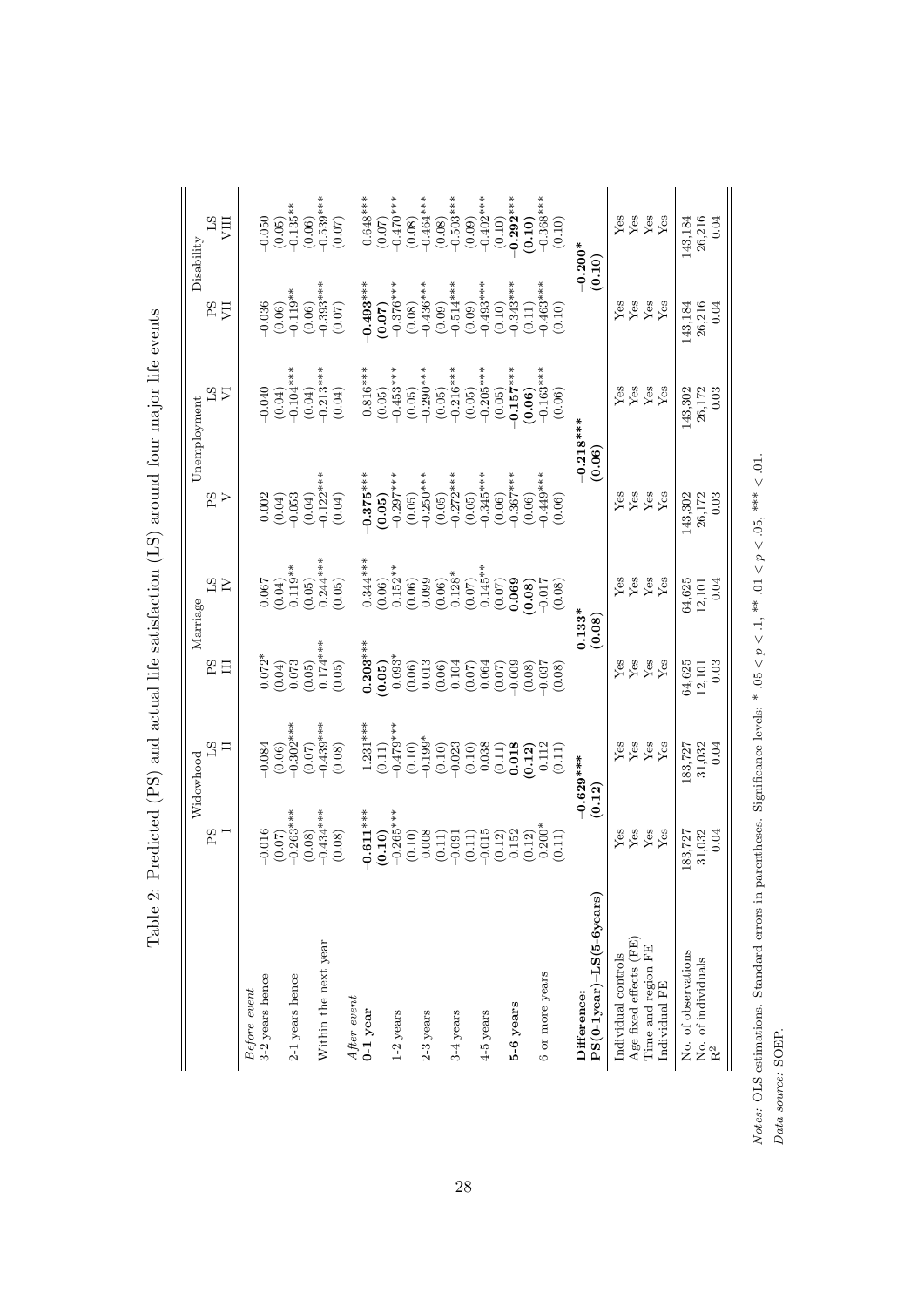Table 2: Predicted (PS) and actual life satisfaction (LS) around four major life events

| | Widowhood | | Marriage | | Unemployment | | Disability | |
|---|---|---|---|---|---|---|---|---|
| | PS | LS | PS | LS | PS | LS | PS | LS |
| | I | II | III | IV | V | VI | VII | VIII |
| *Before event* | | | | | | | | |
| 3-2 years hence | -0.016 | -0.084 | 0.072* | 0.067 | 0.002 | -0.040 | -0.036 | -0.050 |
| | (0.07) | (0.06) | (0.04) | (0.04) | (0.04) | (0.04) | (0.06) | (0.05) |
| 2-1 years hence | -0.263*** | -0.302*** | 0.073 | 0.119** | -0.053 | -0.104*** | -0.119** | -0.135** |
| | (0.08) | (0.07) | (0.05) | (0.05) | (0.04) | (0.04) | (0.06) | (0.06) |
| Within the next year | -0.434*** | -0.439*** | 0.174*** | 0.244*** | -0.122*** | -0.213*** | -0.393*** | -0.539*** |
| | (0.08) | (0.08) | (0.05) | (0.05) | (0.04) | (0.04) | (0.07) | (0.07) |
| *After event* | | | | | | | | |
| **0-1 year** | **-0.611*** ** | -1.231*** | **0.203*** ** | 0.344*** | **-0.375*** ** | -0.816*** | **-0.493*** ** | -0.648*** |
| | **(0.10)** | (0.11) | **(0.05)** | (0.06) | **(0.05)** | (0.05) | **(0.07)** | (0.07) |
| 1-2 years | -0.265*** | -0.479*** | 0.093* | 0.152** | -0.297*** | -0.453*** | -0.376*** | -0.470*** |
| | (0.10) | (0.10) | (0.06) | (0.06) | (0.05) | (0.05) | (0.08) | (0.08) |
| 2-3 years | 0.008 | -0.199* | 0.013 | 0.099 | -0.250*** | -0.290*** | -0.436*** | -0.464*** |
| | (0.11) | (0.10) | (0.06) | (0.06) | (0.05) | (0.05) | (0.09) | (0.08) |
| 3-4 years | -0.091 | -0.023 | 0.104 | 0.128* | -0.272*** | -0.216*** | -0.514*** | -0.503*** |
| | (0.11) | (0.10) | (0.07) | (0.07) | (0.05) | (0.05) | (0.09) | (0.09) |
| 4-5 years | -0.015 | 0.038 | 0.064 | 0.145** | -0.345*** | -0.205*** | -0.493*** | -0.402*** |
| | (0.12) | (0.11) | (0.07) | (0.07) | (0.06) | (0.05) | (0.10) | (0.10) |
| **5-6 years** | 0.152 | **0.018** | -0.009 | **0.069** | -0.367*** | **-0.157*** ** | -0.343*** | **-0.292*** ** |
| | (0.12) | **(0.12)** | (0.08) | **(0.08)** | (0.06) | **(0.06)** | (0.11) | **(0.10)** |
| 6 or more years | 0.200* | 0.112 | -0.037 | -0.017 | -0.449*** | -0.163*** | -0.463*** | -0.368*** |
| | (0.11) | (0.11) | (0.08) | (0.08) | (0.06) | (0.06) | (0.10) | (0.10) |
| **Difference: PS(0-1year)-LS(5-6years)** | **-0.629*** ** | | **0.133*** | | **-0.218*** ** | | **-0.200*** | |
| | **(0.12)** | | **(0.08)** | | **(0.06)** | | **(0.10)** | |
| Individual controls | Yes | Yes | Yes | Yes | Yes | Yes | Yes | Yes |
| Age fixed effects (FE) | Yes | Yes | Yes | Yes | Yes | Yes | Yes | Yes |
| Time and region FE | Yes | Yes | Yes | Yes | Yes | Yes | Yes | Yes |
| Individual FE | Yes | Yes | Yes | Yes | Yes | Yes | Yes | Yes |
| No. of observations | 183,727 | 183,727 | 64,625 | 64,625 | 143,302 | 143,302 | 143,184 | 143,184 |
| No. of individuals | 31,032 | 31,032 | 12,101 | 12,101 | 26,172 | 26,172 | 26,216 | 26,216 |
| $R^2$ | 0.04 | 0.04 | 0.03 | 0.04 | 0.03 | 0.03 | 0.04 | 0.04 |

*Notes:* OLS estimations. Standard errors in parentheses. Significance levels: * $.05 < p < .1$, ** $.01 < p < .05$, *** $< .01$.

*Data source:* SOEP.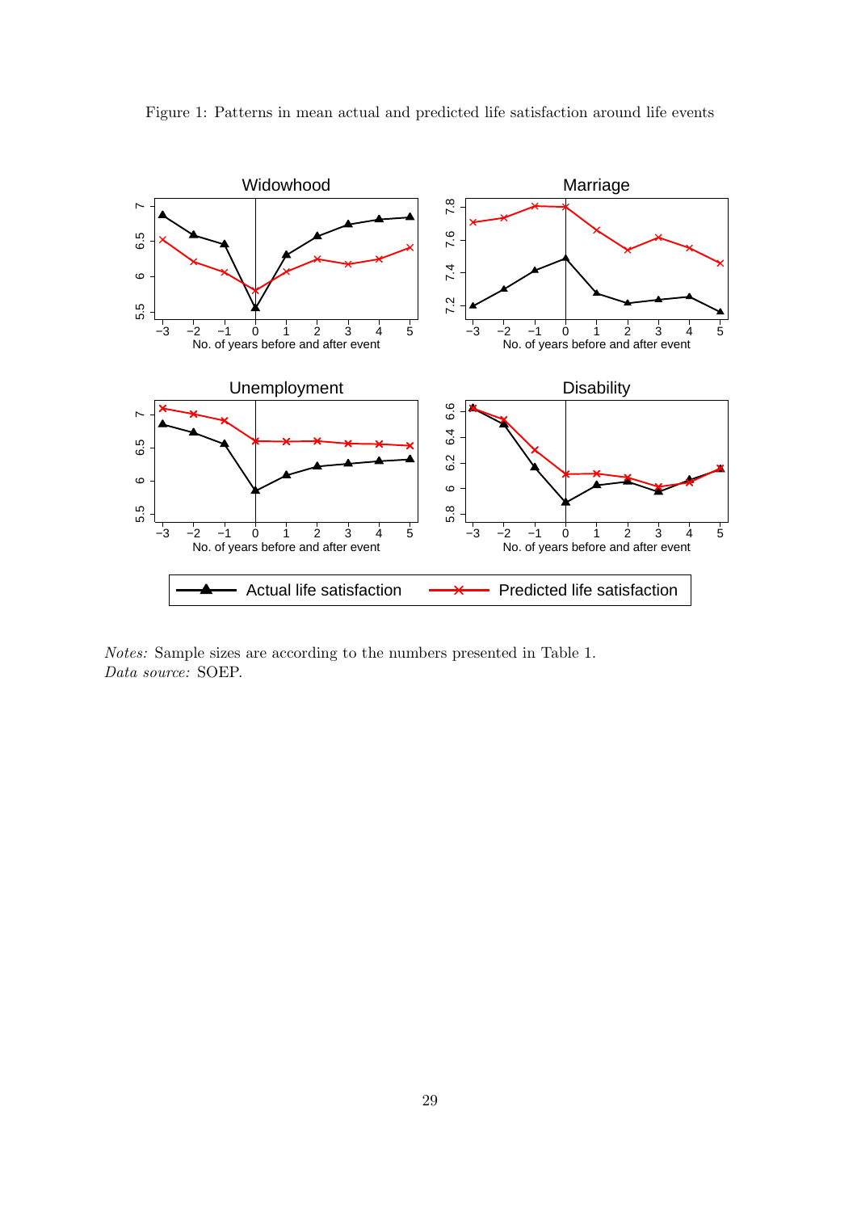Figure 1: Patterns in mean actual and predicted life satisfaction around life events

*Notes:* Sample sizes are according to the numbers presented in Table 1.
*Data source:* SOEP.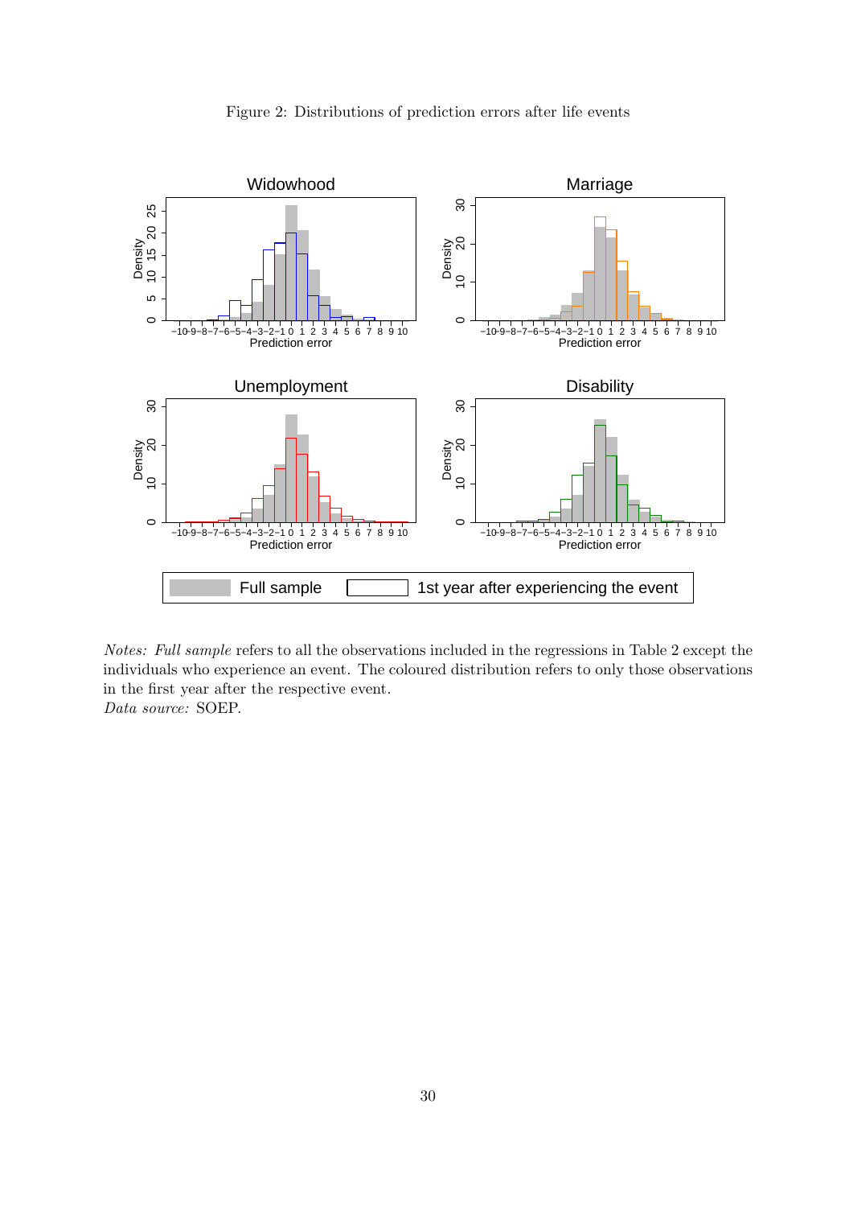Figure 2: Distributions of prediction errors after life events

*Notes: Full sample* refers to all the observations included in the regressions in Table 2 except the individuals who experience an event. The coloured distribution refers to only those observations in the first year after the respective event.
*Data source:* SOEP.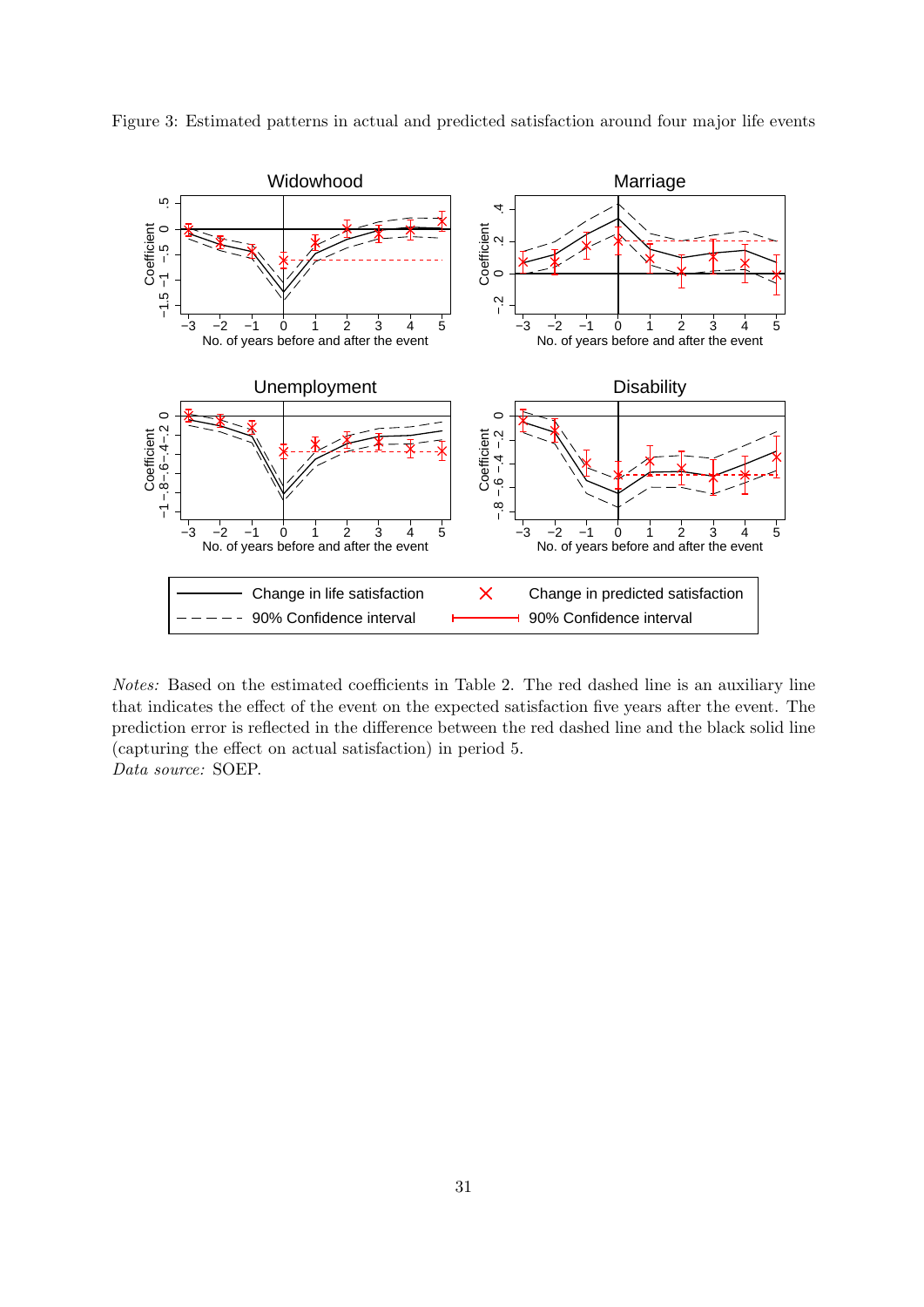Figure 3: Estimated patterns in actual and predicted satisfaction around four major life events

*Notes:* Based on the estimated coefficients in Table 2. The red dashed line is an auxiliary line that indicates the effect of the event on the expected satisfaction five years after the event. The prediction error is reflected in the difference between the red dashed line and the black solid line (capturing the effect on actual satisfaction) in period 5.
*Data source:* SOEP.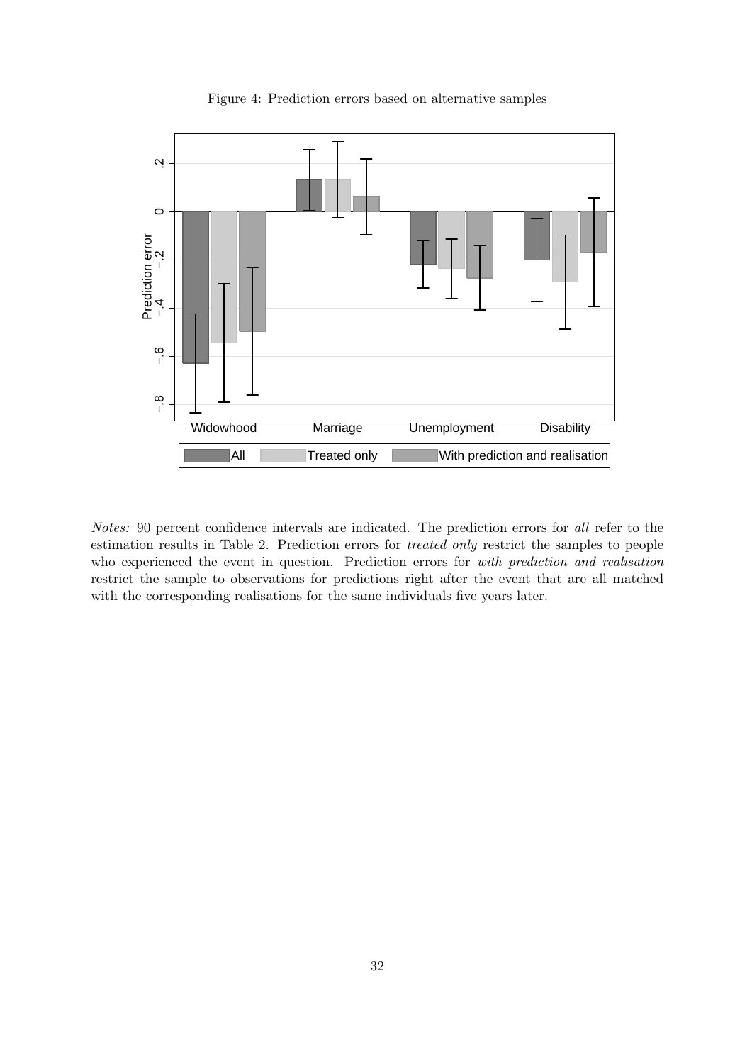Figure 4: Prediction errors based on alternative samples

*Notes:* 90 percent confidence intervals are indicated. The prediction errors for *all* refer to the estimation results in Table 2. Prediction errors for *treated only* restrict the samples to people who experienced the event in question. Prediction errors for *with prediction and realisation* restrict the sample to observations for predictions right after the event that are all matched with the corresponding realisations for the same individuals five years later.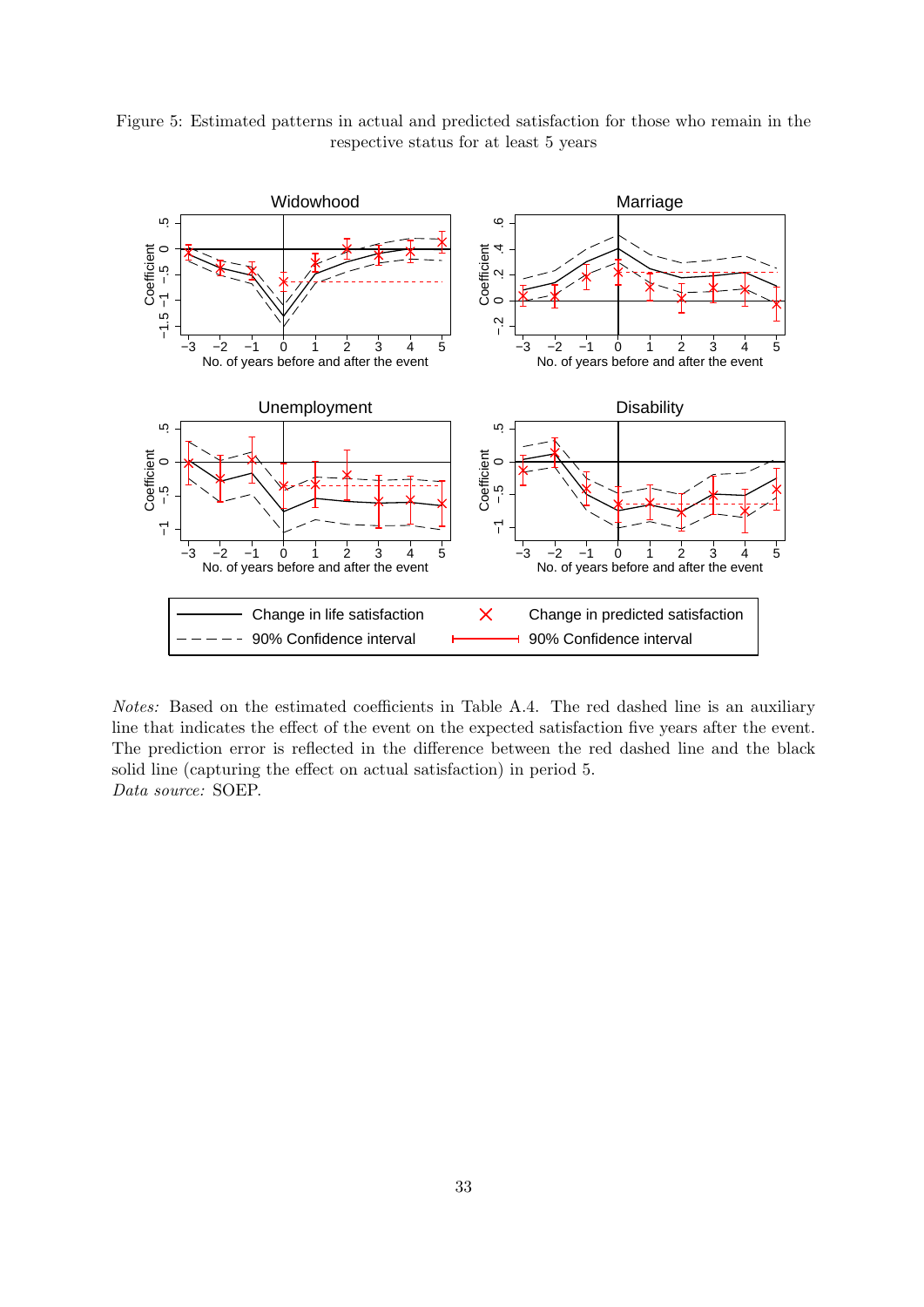Figure 5: Estimated patterns in actual and predicted satisfaction for those who remain in the respective status for at least 5 years

*Notes:* Based on the estimated coefficients in Table A.4. The red dashed line is an auxiliary line that indicates the effect of the event on the expected satisfaction five years after the event. The prediction error is reflected in the difference between the red dashed line and the black solid line (capturing the effect on actual satisfaction) in period 5.
*Data source:* SOEP.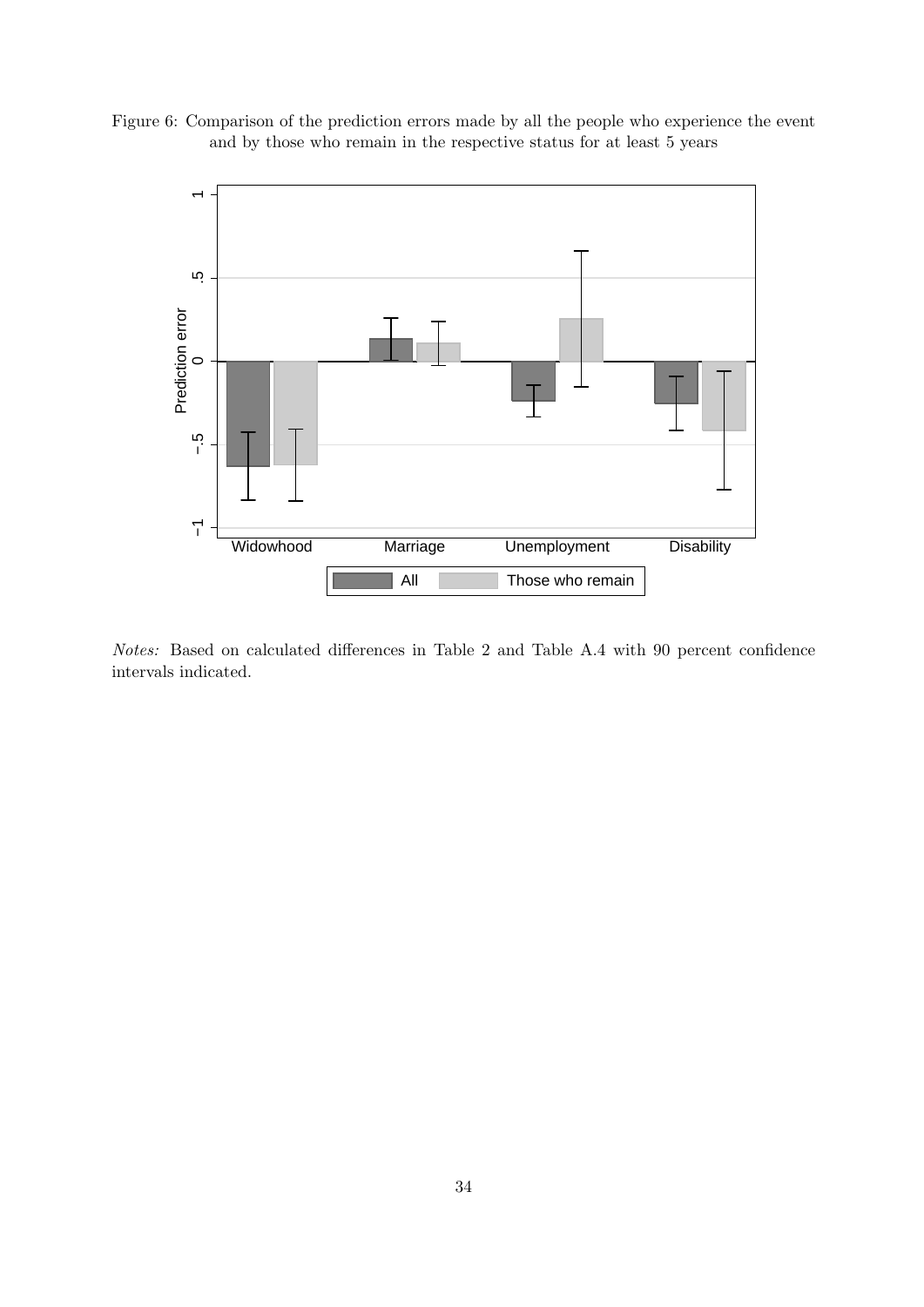Figure 6: Comparison of the prediction errors made by all the people who experience the event and by those who remain in the respective status for at least 5 years

*Notes:* Based on calculated differences in Table 2 and Table A.4 with 90 percent confidence intervals indicated.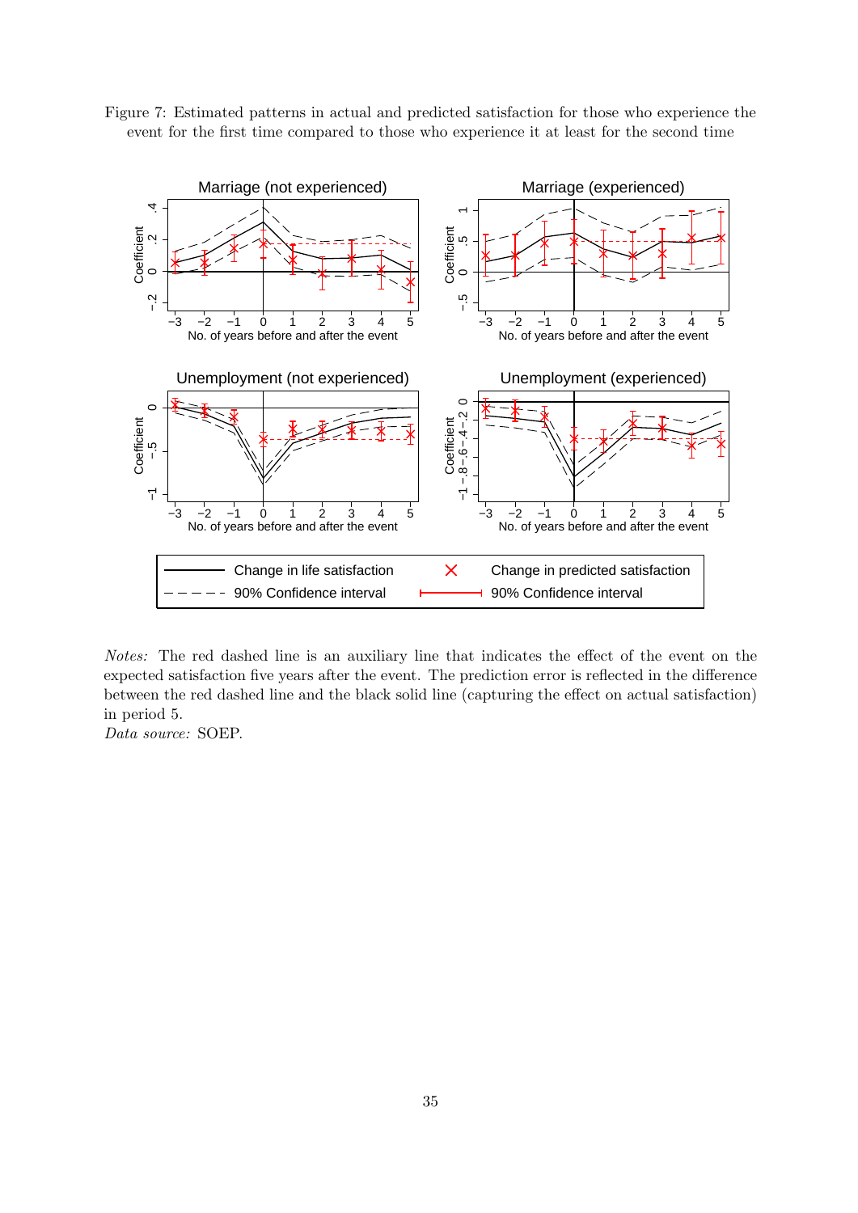Figure 7: Estimated patterns in actual and predicted satisfaction for those who experience the event for the first time compared to those who experience it at least for the second time

*Notes:* The red dashed line is an auxiliary line that indicates the effect of the event on the expected satisfaction five years after the event. The prediction error is reflected in the difference between the red dashed line and the black solid line (capturing the effect on actual satisfaction) in period 5.

*Data source:* SOEP.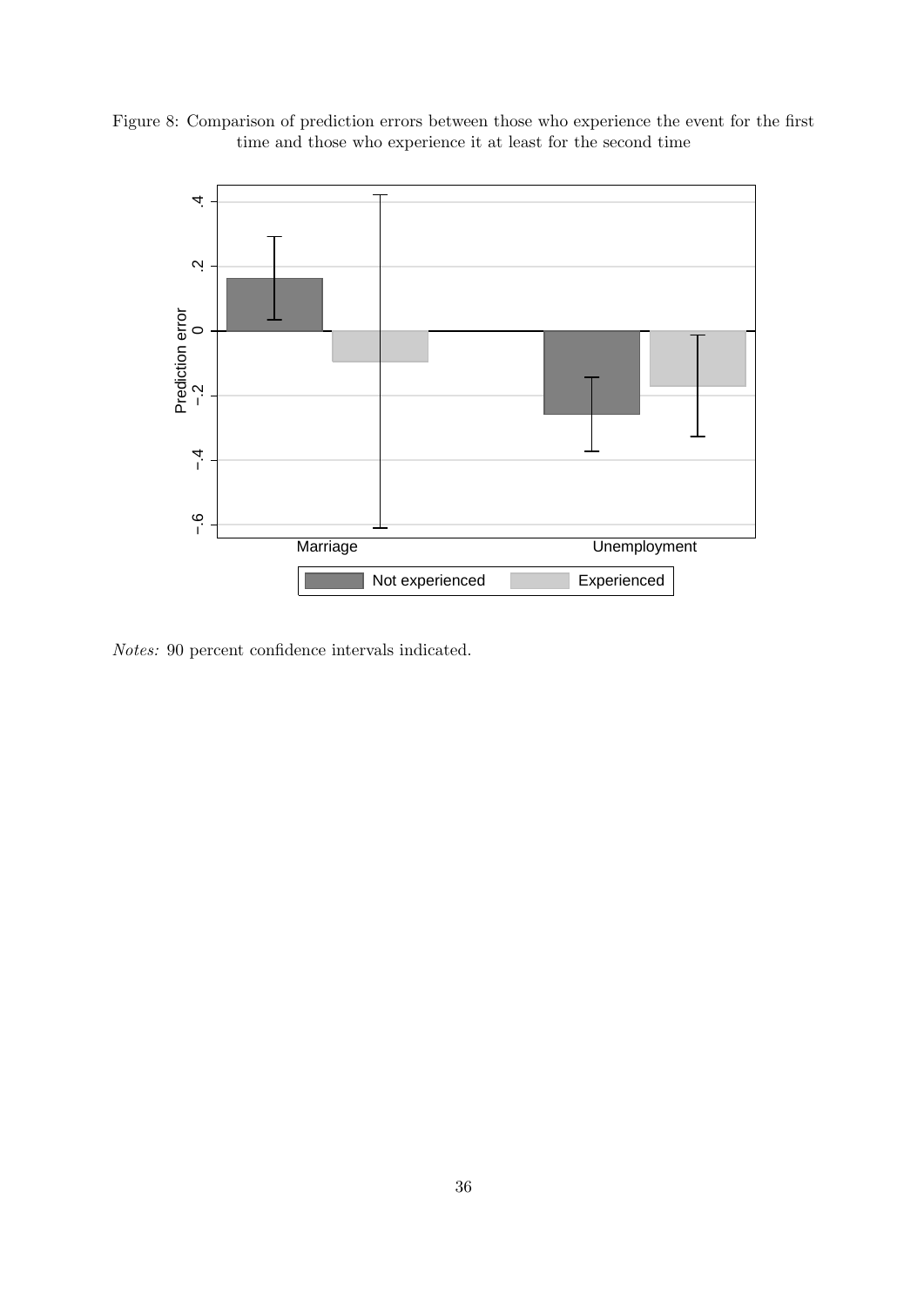Figure 8: Comparison of prediction errors between those who experience the event for the first time and those who experience it at least for the second time

*Notes:* 90 percent confidence intervals indicated.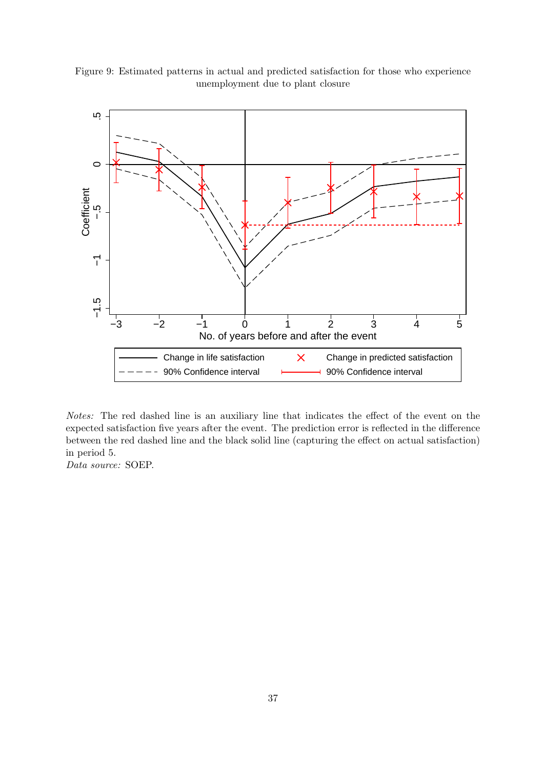Figure 9: Estimated patterns in actual and predicted satisfaction for those who experience unemployment due to plant closure

*Notes:* The red dashed line is an auxiliary line that indicates the effect of the event on the expected satisfaction five years after the event. The prediction error is reflected in the difference between the red dashed line and the black solid line (capturing the effect on actual satisfaction) in period 5.
*Data source:* SOEP.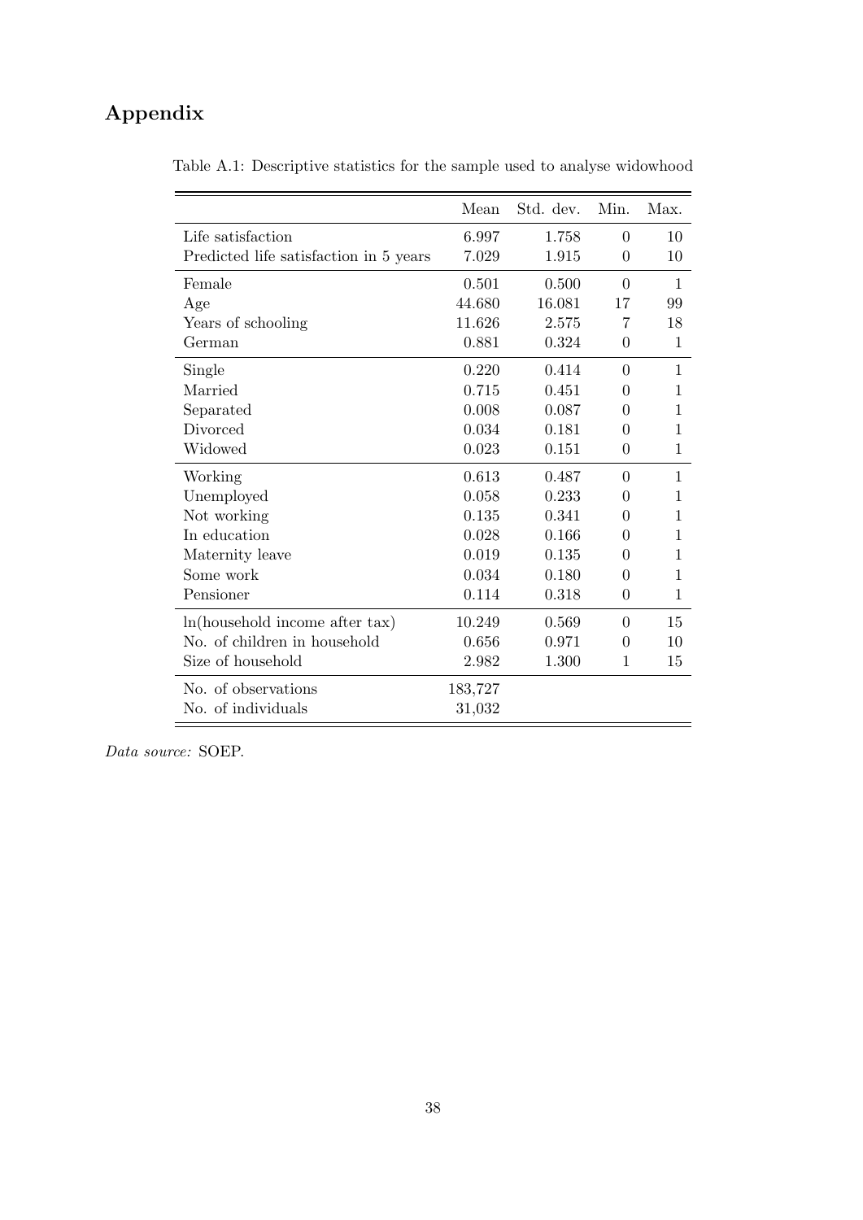# Appendix

Table A.1: Descriptive statistics for the sample used to analyse widowhood

| | Mean | Std. dev. | Min. | Max. |
|---|---|---|---|---|
| Life satisfaction | 6.997 | 1.758 | 0 | 10 |
| Predicted life satisfaction in 5 years | 7.029 | 1.915 | 0 | 10 |
| Female | 0.501 | 0.500 | 0 | 1 |
| Age | 44.680 | 16.081 | 17 | 99 |
| Years of schooling | 11.626 | 2.575 | 7 | 18 |
| German | 0.881 | 0.324 | 0 | 1 |
| Single | 0.220 | 0.414 | 0 | 1 |
| Married | 0.715 | 0.451 | 0 | 1 |
| Separated | 0.008 | 0.087 | 0 | 1 |
| Divorced | 0.034 | 0.181 | 0 | 1 |
| Widowed | 0.023 | 0.151 | 0 | 1 |
| Working | 0.613 | 0.487 | 0 | 1 |
| Unemployed | 0.058 | 0.233 | 0 | 1 |
| Not working | 0.135 | 0.341 | 0 | 1 |
| In education | 0.028 | 0.166 | 0 | 1 |
| Maternity leave | 0.019 | 0.135 | 0 | 1 |
| Some work | 0.034 | 0.180 | 0 | 1 |
| Pensioner | 0.114 | 0.318 | 0 | 1 |
| ln(household income after tax) | 10.249 | 0.569 | 0 | 15 |
| No. of children in household | 0.656 | 0.971 | 0 | 10 |
| Size of household | 2.982 | 1.300 | 1 | 15 |
| No. of observations | 183,727 | | | |
| No. of individuals | 31,032 | | | |

*Data source:* SOEP.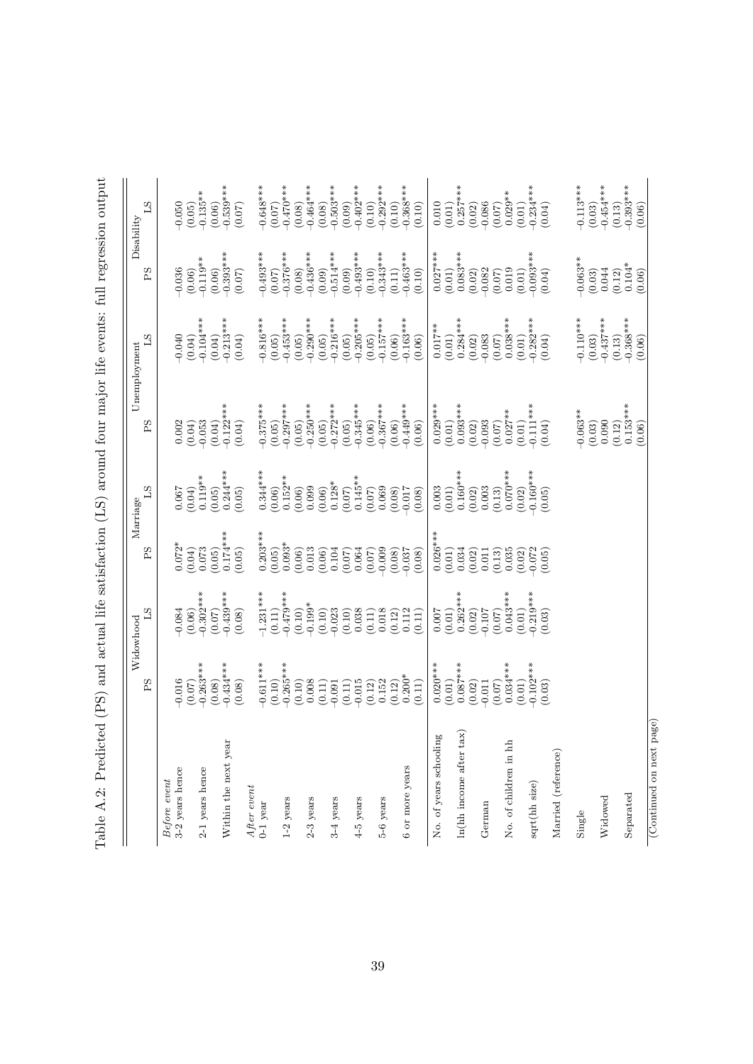Table A.2: Predicted (PS) and actual life satisfaction (LS) around four major life events: full regression output

| | Widowhood | | Marriage | | Unemployment | | Disability | |
|---|---|---|---|---|---|---|---|---|
| | PS | LS | PS | LS | PS | LS | PS | LS |
| *Before event* | | | | | | | | |
| 3-2 years hence | -0.016 | -0.084 | 0.072* | 0.067 | 0.002 | -0.040 | -0.036 | -0.050 |
| | (0.07) | (0.06) | (0.04) | (0.04) | (0.04) | (0.04) | (0.06) | (0.05) |
| 2-1 years hence | -0.263*** | -0.302*** | 0.073 | 0.119** | -0.053 | -0.104*** | -0.119** | -0.135** |
| | (0.08) | (0.07) | (0.05) | (0.05) | (0.04) | (0.04) | (0.06) | (0.06) |
| Within the next year | -0.434*** | -0.439*** | 0.174*** | 0.244*** | -0.122*** | -0.213*** | -0.393*** | -0.539*** |
| | (0.08) | (0.08) | (0.05) | (0.05) | (0.04) | (0.04) | (0.07) | (0.07) |
| *After event* | | | | | | | | |
| 0-1 year | -0.611*** | -1.231*** | 0.203*** | 0.344*** | -0.375*** | -0.816*** | -0.493*** | -0.648*** |
| | (0.10) | (0.11) | (0.05) | (0.06) | (0.05) | (0.05) | (0.07) | (0.07) |
| 1-2 years | -0.265*** | -0.479*** | 0.093* | 0.152** | -0.297*** | -0.453*** | -0.376*** | -0.470*** |
| | (0.10) | (0.10) | (0.06) | (0.06) | (0.05) | (0.05) | (0.08) | (0.08) |
| 2-3 years | 0.008 | -0.199* | 0.013 | 0.099 | -0.250*** | -0.290*** | -0.436*** | -0.464*** |
| | (0.11) | (0.10) | (0.06) | (0.06) | (0.05) | (0.05) | (0.09) | (0.08) |
| 3-4 years | -0.091 | -0.023 | 0.104 | 0.128* | -0.272*** | -0.216*** | -0.514*** | -0.503*** |
| | (0.11) | (0.10) | (0.07) | (0.07) | (0.05) | (0.05) | (0.09) | (0.09) |
| 4-5 years | -0.015 | 0.038 | 0.064 | 0.145** | -0.345*** | -0.205*** | -0.493*** | -0.402*** |
| | (0.12) | (0.11) | (0.07) | (0.07) | (0.06) | (0.05) | (0.10) | (0.10) |
| 5-6 years | 0.152 | 0.018 | -0.009 | 0.069 | -0.367*** | -0.157*** | -0.343*** | -0.292*** |
| | (0.12) | (0.12) | (0.08) | (0.08) | (0.06) | (0.06) | (0.11) | (0.10) |
| 6 or more years | 0.200* | 0.112 | -0.037 | -0.017 | -0.449*** | -0.163*** | -0.463*** | -0.368*** |
| | (0.11) | (0.11) | (0.08) | (0.08) | (0.06) | (0.06) | (0.10) | (0.10) |
| No. of years schooling | 0.020*** | 0.007 | 0.026*** | 0.003 | 0.029*** | 0.017** | 0.027*** | 0.010 |
| | (0.01) | (0.01) | (0.01) | (0.01) | (0.01) | (0.01) | (0.01) | (0.01) |
| ln(hh income after tax) | 0.087*** | 0.262*** | 0.034 | 0.160*** | 0.093*** | 0.284*** | 0.083*** | 0.257*** |
| | (0.02) | (0.02) | (0.02) | (0.02) | (0.02) | (0.02) | (0.02) | (0.02) |
| German | -0.011 | -0.107 | 0.011 | 0.003 | -0.093 | -0.083 | -0.082 | -0.086 |
| | (0.07) | (0.07) | (0.13) | (0.13) | (0.07) | (0.07) | (0.07) | (0.07) |
| No. of children in hh | 0.034*** | 0.043*** | 0.035 | 0.070*** | 0.027** | 0.038*** | 0.019 | 0.029** |
| | (0.01) | (0.01) | (0.02) | (0.02) | (0.01) | (0.01) | (0.01) | (0.01) |
| sqrt(hh size) | -0.102*** | -0.219*** | -0.072 | -0.160*** | -0.111*** | -0.282*** | -0.093*** | -0.234*** |
| | (0.03) | (0.03) | (0.05) | (0.05) | (0.04) | (0.04) | (0.04) | (0.04) |
| Married (reference) | | | | | | | | |
| Single | | | | | -0.063** | -0.110*** | -0.063** | -0.113*** |
| | | | | | (0.03) | (0.03) | (0.03) | (0.03) |
| Widowed | | | | | 0.090 | -0.437*** | 0.044 | -0.454*** |
| | | | | | (0.12) | (0.13) | (0.12) | (0.13) |
| Separated | | | | | -0.153*** | -0.368*** | 0.104* | -0.393*** |
| | | | | | (0.06) | (0.06) | (0.06) | (0.06) |

(Continued on next page)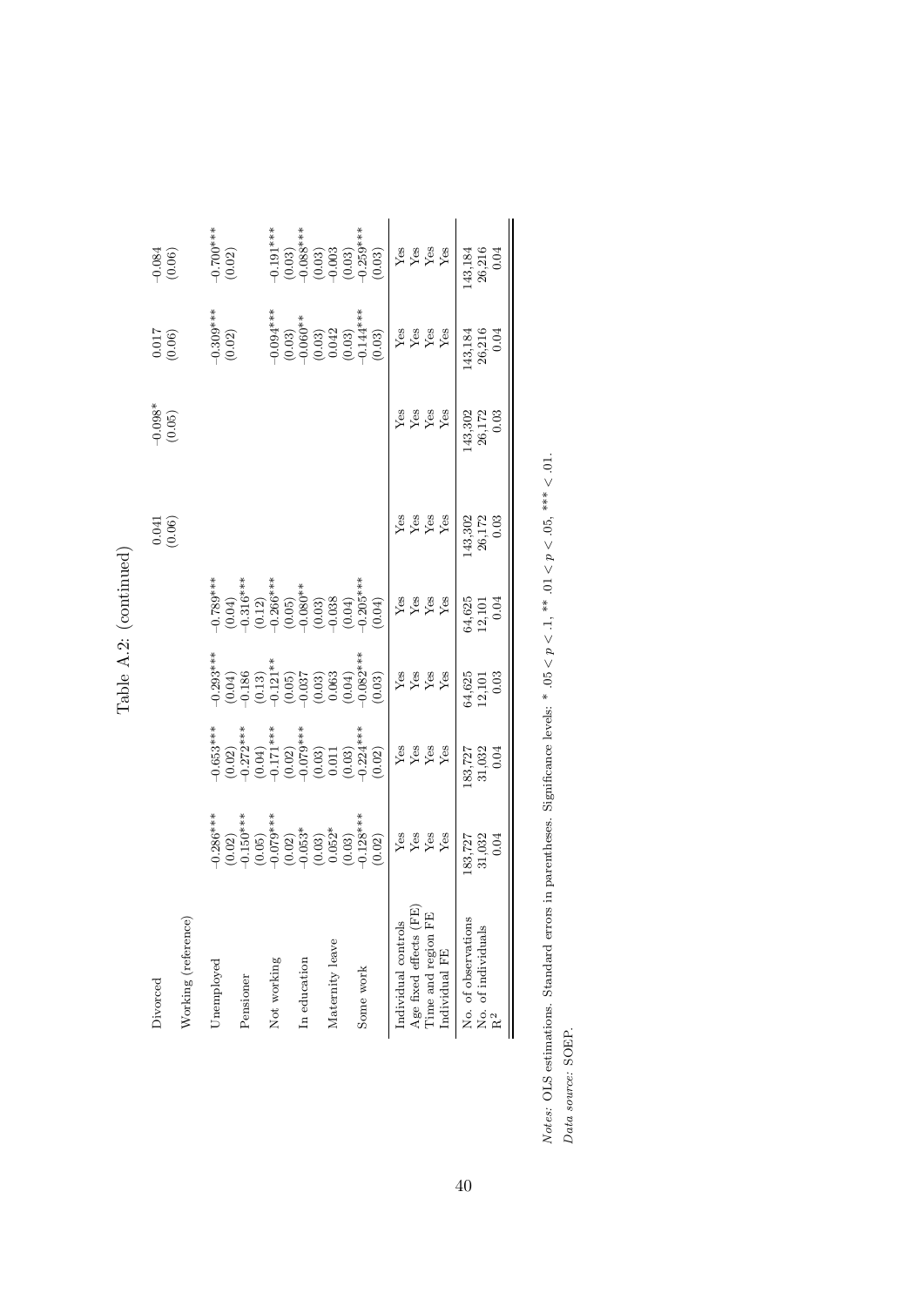Table A.2: (continued)

| | (1) | (2) | (3) | (4) | (5) | (6) | (7) | (8) |
|---|---|---|---|---|---|---|---|---|
| Divorced | | | | | 0.041 | −0.098* | 0.017 | −0.084 |
| | | | | | (0.06) | (0.05) | (0.06) | (0.06) |
| Working (reference) | | | | | | | | |
| Unemployed | −0.286*** | −0.653*** | −0.293*** | −0.789*** | | | −0.309*** | −0.700*** |
| | (0.02) | (0.02) | (0.04) | (0.04) | | | (0.02) | (0.02) |
| Pensioner | −0.150*** | −0.272*** | −0.186 | −0.316*** | | | | |
| | (0.05) | (0.04) | (0.13) | (0.12) | | | | |
| Not working | −0.079*** | −0.171*** | −0.121** | −0.266*** | | | −0.094*** | −0.191*** |
| | (0.02) | (0.02) | (0.05) | (0.05) | | | (0.03) | (0.03) |
| In education | −0.053* | −0.079*** | −0.037 | −0.080** | | | −0.060** | −0.088*** |
| | (0.03) | (0.03) | (0.03) | (0.03) | | | (0.03) | (0.03) |
| Maternity leave | 0.052* | 0.011 | 0.063 | −0.038 | | | 0.042 | −0.003 |
| | (0.03) | (0.03) | (0.04) | (0.04) | | | (0.03) | (0.03) |
| Some work | −0.128*** | −0.224*** | −0.082*** | −0.205*** | | | −0.144*** | −0.259*** |
| | (0.02) | (0.02) | (0.03) | (0.04) | | | (0.03) | (0.03) |
| Individual controls | Yes | Yes | Yes | Yes | Yes | Yes | Yes | Yes |
| Age fixed effects (FE) | Yes | Yes | Yes | Yes | Yes | Yes | Yes | Yes |
| Time and region FE | Yes | Yes | Yes | Yes | Yes | Yes | Yes | Yes |
| Individual FE | Yes | Yes | Yes | Yes | Yes | Yes | Yes | Yes |
| No. of observations | 183,727 | 183,727 | 64,625 | 64,625 | 143,302 | 143,302 | 143,184 | 143,184 |
| No. of individuals | 31,032 | 31,032 | 12,101 | 12,101 | 26,172 | 26,172 | 26,216 | 26,216 |
| $R^2$ | 0.04 | 0.04 | 0.03 | 0.04 | 0.03 | 0.03 | 0.04 | 0.04 |

*Notes:* OLS estimations. Standard errors in parentheses. Significance levels: * $.05 < p < .1$, ** $.01 < p < .05$, *** $< .01$.

*Data source:* SOEP.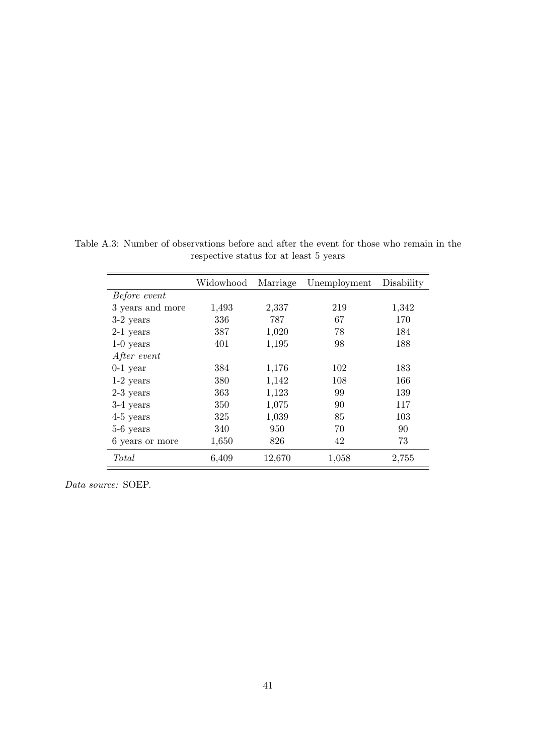Table A.3: Number of observations before and after the event for those who remain in the respective status for at least 5 years

| | Widowhood | Marriage | Unemployment | Disability |
|---|---|---|---|---|
| *Before event* | | | | |
| 3 years and more | 1,493 | 2,337 | 219 | 1,342 |
| 3-2 years | 336 | 787 | 67 | 170 |
| 2-1 years | 387 | 1,020 | 78 | 184 |
| 1-0 years | 401 | 1,195 | 98 | 188 |
| *After event* | | | | |
| 0-1 year | 384 | 1,176 | 102 | 183 |
| 1-2 years | 380 | 1,142 | 108 | 166 |
| 2-3 years | 363 | 1,123 | 99 | 139 |
| 3-4 years | 350 | 1,075 | 90 | 117 |
| 4-5 years | 325 | 1,039 | 85 | 103 |
| 5-6 years | 340 | 950 | 70 | 90 |
| 6 years or more | 1,650 | 826 | 42 | 73 |
| *Total* | 6,409 | 12,670 | 1,058 | 2,755 |

*Data source:* SOEP.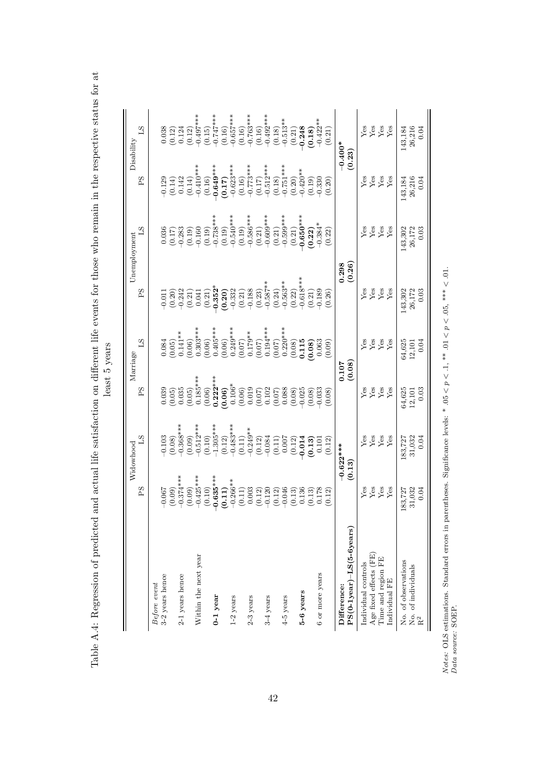Table A.4: Regression of predicted and actual life satisfaction on different life events for those who remain in the respective status for at least 5 years

| | Widowhood | | Marriage | | Unemployment | | Disability | |
|---|---|---|---|---|---|---|---|---|
| | PS | LS | PS | LS | PS | LS | PS | LS |
| *Before event* | | | | | | | | |
| 3-2 years hence | -0.067 | -0.103 | 0.039 | 0.084 | -0.011 | 0.036 | -0.129 | 0.038 |
| | (0.09) | (0.08) | (0.05) | (0.05) | (0.20) | (0.17) | (0.14) | (0.12) |
| 2-1 years hence | -0.374*** | -0.368*** | 0.035 | 0.141** | -0.242 | -0.283 | 0.142 | 0.124 |
| | (0.09) | (0.09) | (0.05) | (0.06) | (0.21) | (0.19) | (0.14) | (0.12) |
| Within the next year | -0.425*** | -0.512*** | 0.185*** | 0.303*** | 0.041 | -0.160 | -0.410*** | -0.497*** |
| | (0.10) | (0.10) | (0.06) | (0.06) | (0.21) | (0.19) | (0.16) | (0.15) |
| **0-1 year** | **-0.635*** ** | -1.305*** | **0.222*** ** | 0.405*** | **-0.352*** | -0.738*** | **-0.649*** ** | -0.747*** |
| | **(0.11)** | (0.12) | **(0.06)** | (0.06) | **(0.20)** | (0.19) | **(0.17)** | (0.16) |
| 1-2 years | -0.266** | -0.483*** | 0.106* | 0.249*** | -0.332 | -0.540*** | -0.623*** | -0.657*** |
| | (0.11) | (0.11) | (0.06) | (0.07) | (0.21) | (0.19) | (0.16) | (0.16) |
| 2-3 years | 0.003 | -0.249** | 0.019 | 0.179** | -0.188 | -0.586*** | -0.773*** | -0.763*** |
| | (0.12) | (0.12) | (0.07) | (0.07) | (0.23) | (0.21) | (0.17) | (0.16) |
| 3-4 years | -0.120 | -0.084 | 0.102 | 0.194*** | -0.587** | -0.609*** | -0.512*** | -0.492*** |
| | (0.12) | (0.11) | (0.07) | (0.07) | (0.24) | (0.21) | (0.18) | (0.18) |
| 4-5 years | -0.046 | 0.007 | 0.088 | 0.220*** | -0.563** | -0.599*** | -0.751*** | -0.513** |
| | (0.13) | (0.12) | (0.08) | (0.08) | (0.22) | (0.21) | (0.20) | (0.21) |
| **5-6 years** | 0.136 | **-0.014** | -0.025 | **0.115** | -0.618*** | **-0.650*** ** | -0.420** | **-0.248** |
| | (0.13) | **(0.13)** | (0.08) | **(0.08)** | (0.21) | **(0.22)** | (0.19) | **(0.18)** |
| 6 or more years | 0.178 | 0.101 | -0.033 | 0.063 | -0.189 | -0.384* | -0.330 | -0.422** |
| | (0.12) | (0.12) | (0.08) | (0.09) | (0.26) | (0.22) | (0.20) | (0.21) |
| **Difference: PS(0-1year)−LS(5-6years)** | **-0.622*** ** | | **0.107** | | **0.298** | | **-0.400*** | |
| | **(0.13)** | | **(0.08)** | | **(0.26)** | | **(0.23)** | |
| Individual controls | Yes | Yes | Yes | Yes | Yes | Yes | Yes | Yes |
| Age fixed effects (FE) | Yes | Yes | Yes | Yes | Yes | Yes | Yes | Yes |
| Time and region FE | Yes | Yes | Yes | Yes | Yes | Yes | Yes | Yes |
| Individual FE | Yes | Yes | Yes | Yes | Yes | Yes | Yes | Yes |
| No. of observations | 183,727 | 183,727 | 64,625 | 64,625 | 143,302 | 143,302 | 143,184 | 143,184 |
| No. of individuals | 31,032 | 31,032 | 12,101 | 12,101 | 26,172 | 26,172 | 26,216 | 26,216 |
| $R^2$ | 0.04 | 0.04 | 0.03 | 0.04 | 0.03 | 0.03 | 0.04 | 0.04 |

*Notes:* OLS estimations. Standard errors in parentheses. Significance levels: * $.05 < p < .1$, ** $.01 < p < .05$, *** $< .01$.
*Data source:* SOEP.